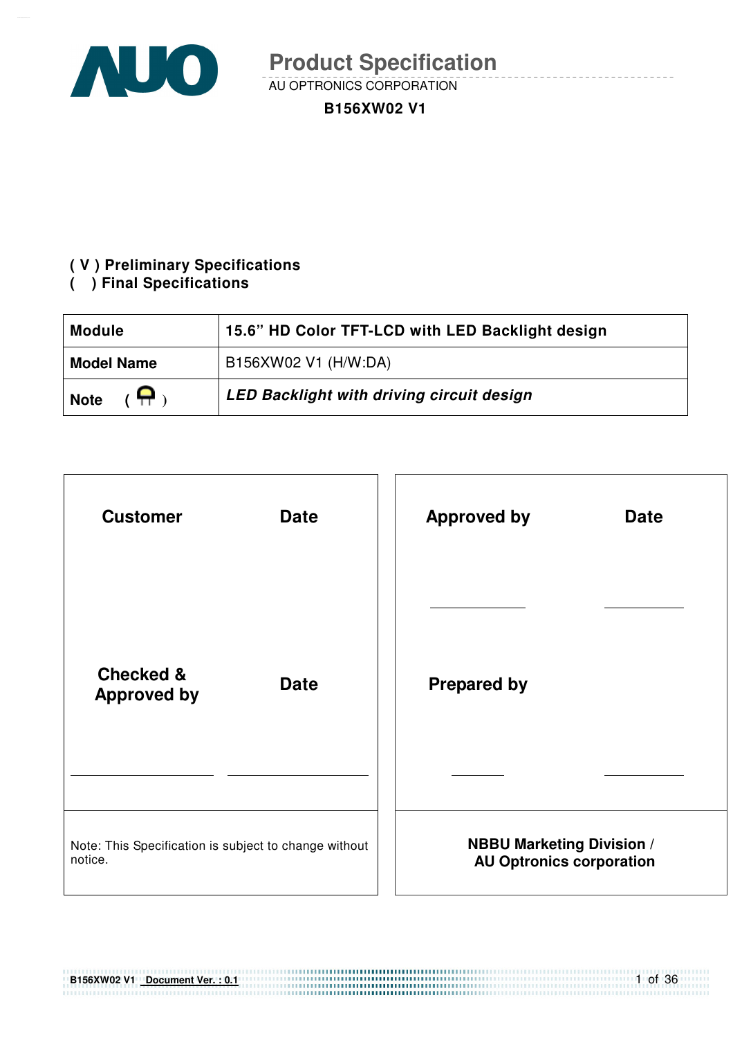# Product Specification

AU OPTRONICS CORPORATION

**B156XW02 V1**

**( V ) Preliminary Specifications**
**(   ) Final Specifications**

| **Module** | **15.6" HD Color TFT-LCD with LED Backlight design** |
|---|---|
| **Model Name** | B156XW02 V1 (H/W:DA) |
| **Note** ( ) | ***LED Backlight with driving circuit design*** |

| **Customer** | **Date** | **Approved by** | **Date** |
|---|---|---|---|
| | | | |
| **Checked & Approved by** | **Date** | **Prepared by** | |
| | | | |
| Note: This Specification is subject to change without notice. | | **NBBU Marketing Division / AU Optronics corporation** | |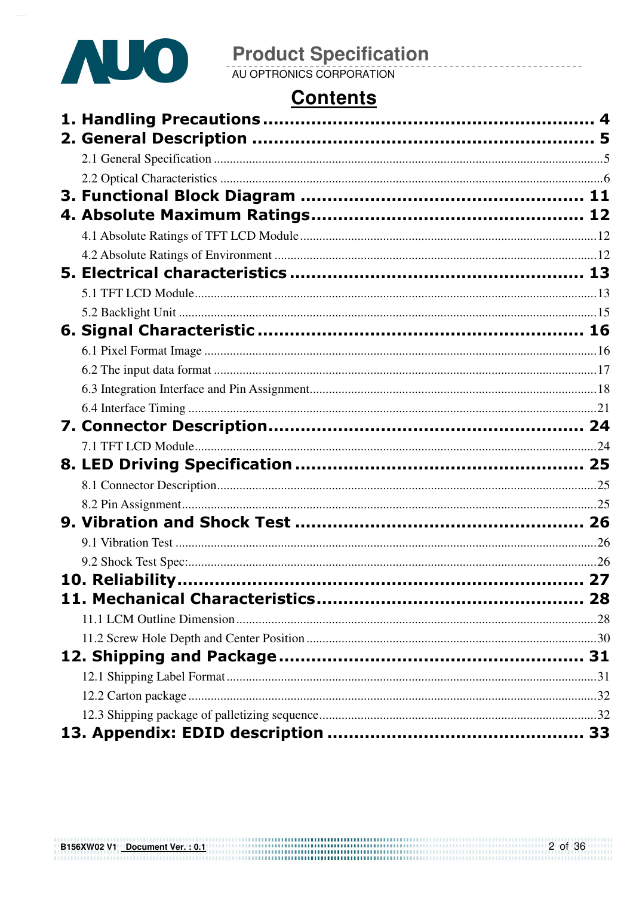# Contents

**1. Handling Precautions .......... 4**

**2. General Description .......... 5**

2.1 General Specification .......... 5

2.2 Optical Characteristics .......... 6

**3. Functional Block Diagram .......... 11**

**4. Absolute Maximum Ratings .......... 12**

4.1 Absolute Ratings of TFT LCD Module .......... 12

4.2 Absolute Ratings of Environment .......... 12

**5. Electrical characteristics .......... 13**

5.1 TFT LCD Module .......... 13

5.2 Backlight Unit .......... 15

**6. Signal Characteristic .......... 16**

6.1 Pixel Format Image .......... 16

6.2 The input data format .......... 17

6.3 Integration Interface and Pin Assignment .......... 18

6.4 Interface Timing .......... 21

**7. Connector Description .......... 24**

7.1 TFT LCD Module .......... 24

**8. LED Driving Specification .......... 25**

8.1 Connector Description .......... 25

8.2 Pin Assignment .......... 25

**9. Vibration and Shock Test .......... 26**

9.1 Vibration Test .......... 26

9.2 Shock Test Spec: .......... 26

**10. Reliability .......... 27**

**11. Mechanical Characteristics .......... 28**

11.1 LCM Outline Dimension .......... 28

11.2 Screw Hole Depth and Center Position .......... 30

**12. Shipping and Package .......... 31**

12.1 Shipping Label Format .......... 31

12.2 Carton package .......... 32

12.3 Shipping package of palletizing sequence .......... 32

**13. Appendix: EDID description .......... 33**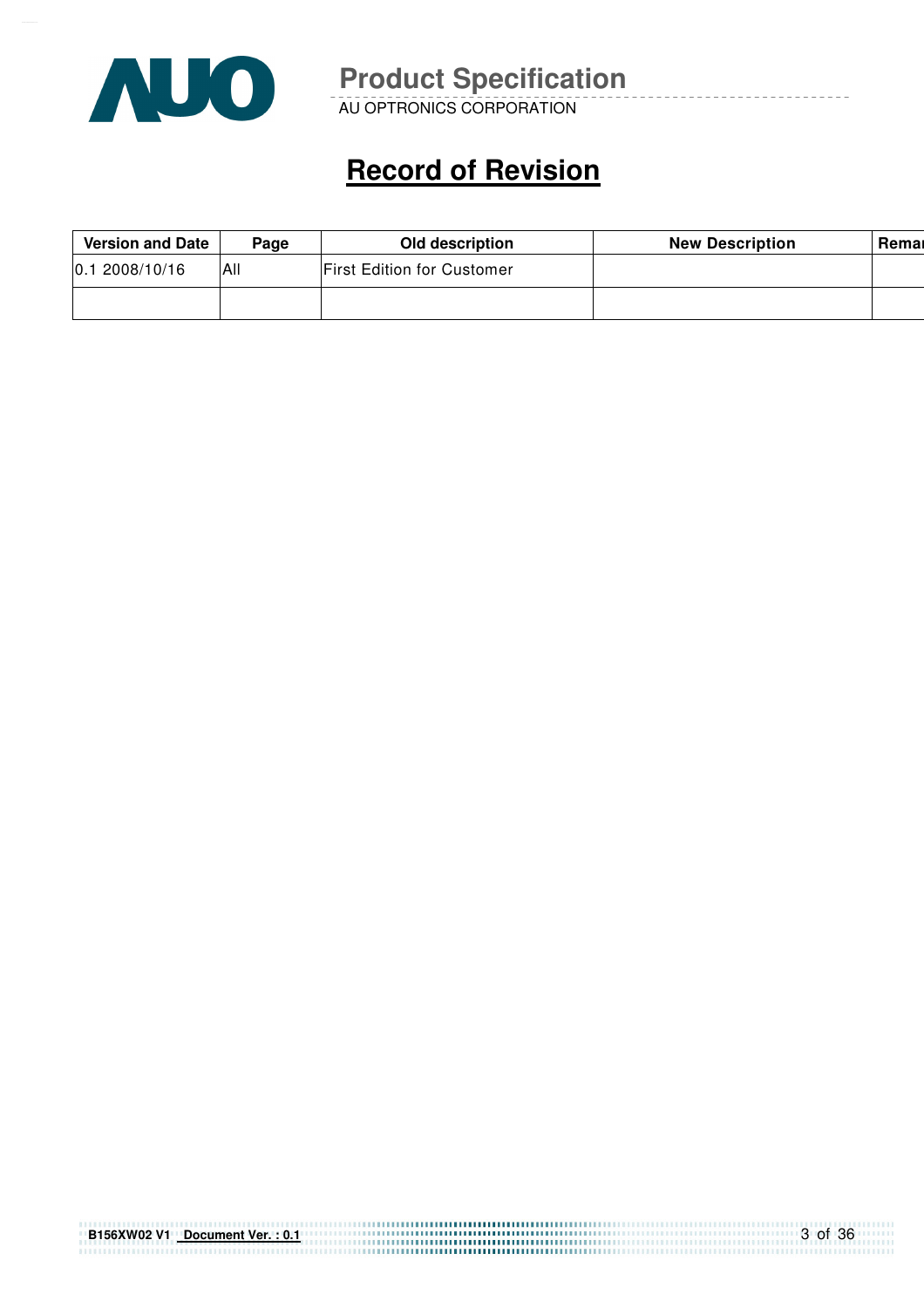# Record of Revision

| Version and Date | Page | Old description | New Description | Remar |
|---|---|---|---|---|
| 0.1 2008/10/16 | All | First Edition for Customer | | |
| | | | | |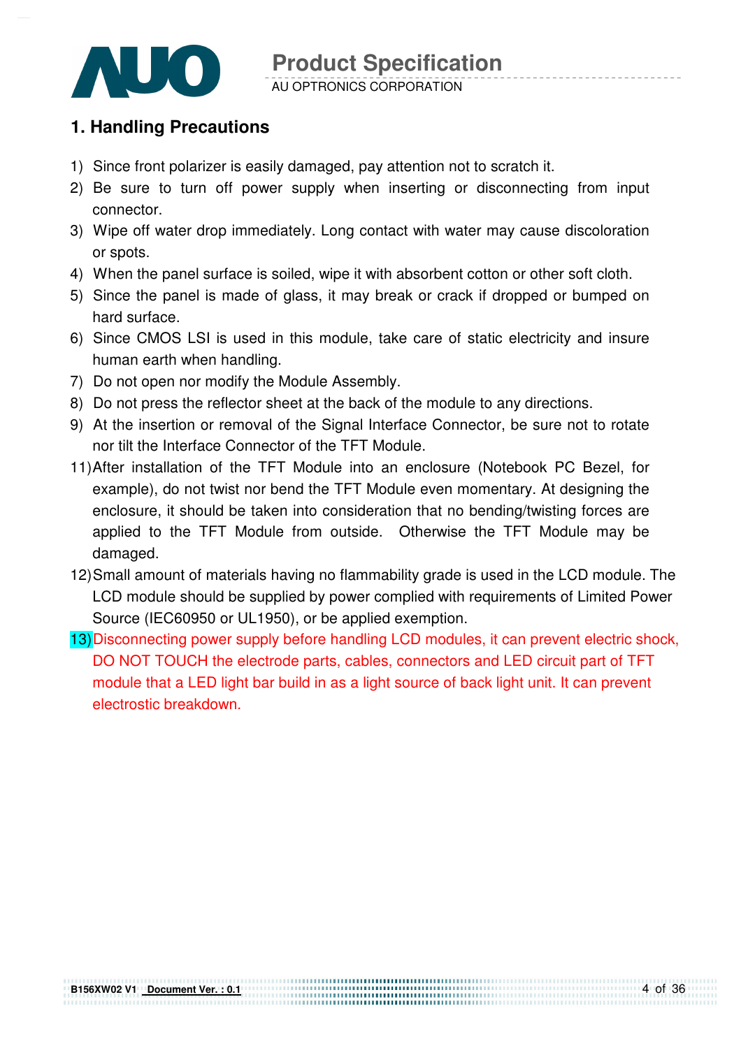## 1. Handling Precautions

1) Since front polarizer is easily damaged, pay attention not to scratch it.
2) Be sure to turn off power supply when inserting or disconnecting from input connector.
3) Wipe off water drop immediately. Long contact with water may cause discoloration or spots.
4) When the panel surface is soiled, wipe it with absorbent cotton or other soft cloth.
5) Since the panel is made of glass, it may break or crack if dropped or bumped on hard surface.
6) Since CMOS LSI is used in this module, take care of static electricity and insure human earth when handling.
7) Do not open nor modify the Module Assembly.
8) Do not press the reflector sheet at the back of the module to any directions.
9) At the insertion or removal of the Signal Interface Connector, be sure not to rotate nor tilt the Interface Connector of the TFT Module.

11) After installation of the TFT Module into an enclosure (Notebook PC Bezel, for example), do not twist nor bend the TFT Module even momentary. At designing the enclosure, it should be taken into consideration that no bending/twisting forces are applied to the TFT Module from outside. Otherwise the TFT Module may be damaged.
12) Small amount of materials having no flammability grade is used in the LCD module. The LCD module should be supplied by power complied with requirements of Limited Power Source (IEC60950 or UL1950), or be applied exemption.
13) Disconnecting power supply before handling LCD modules, it can prevent electric shock, DO NOT TOUCH the electrode parts, cables, connectors and LED circuit part of TFT module that a LED light bar build in as a light source of back light unit. It can prevent electrostic breakdown.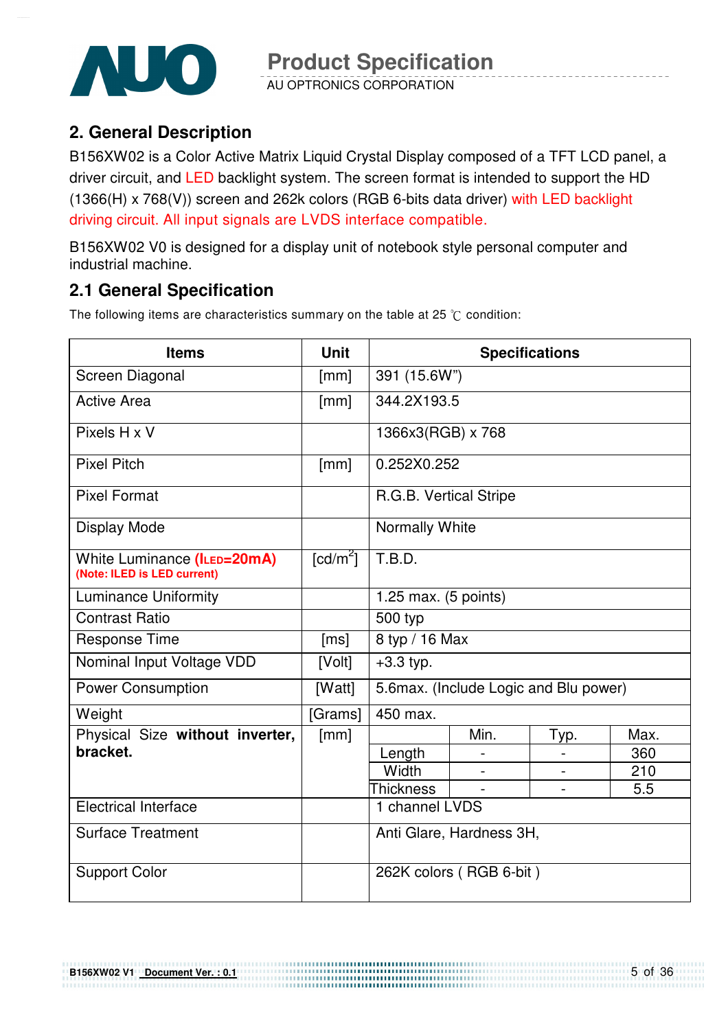## 2. General Description

B156XW02 is a Color Active Matrix Liquid Crystal Display composed of a TFT LCD panel, a driver circuit, and LED backlight system. The screen format is intended to support the HD (1366(H) x 768(V)) screen and 262k colors (RGB 6-bits data driver) with LED backlight driving circuit. All input signals are LVDS interface compatible.

B156XW02 V0 is designed for a display unit of notebook style personal computer and industrial machine.

### 2.1 General Specification

The following items are characteristics summary on the table at 25 ℃ condition:

| Items | Unit | Specifications | | | |
|---|---|---|---|---|---|
| Screen Diagonal | [mm] | 391 (15.6W") | | | |
| Active Area | [mm] | 344.2X193.5 | | | |
| Pixels H x V | | 1366x3(RGB) x 768 | | | |
| Pixel Pitch | [mm] | 0.252X0.252 | | | |
| Pixel Format | | R.G.B. Vertical Stripe | | | |
| Display Mode | | Normally White | | | |
| White Luminance (**$I_{LED}$=20mA**) (**Note: ILED is LED current**) | [cd/m$^2$] | T.B.D. | | | |
| Luminance Uniformity | | 1.25 max. (5 points) | | | |
| Contrast Ratio | | 500 typ | | | |
| Response Time | [ms] | 8 typ / 16 Max | | | |
| Nominal Input Voltage VDD | [Volt] | +3.3 typ. | | | |
| Power Consumption | [Watt] | 5.6max. (Include Logic and Blu power) | | | |
| Weight | [Grams] | 450 max. | | | |
| Physical Size **without inverter, bracket.** | [mm] | | Min. | Typ. | Max. |
| | | Length | - | - | 360 |
| | | Width | - | - | 210 |
| | | Thickness | - | - | 5.5 |
| Electrical Interface | | 1 channel LVDS | | | |
| Surface Treatment | | Anti Glare, Hardness 3H, | | | |
| Support Color | | 262K colors ( RGB 6-bit ) | | | |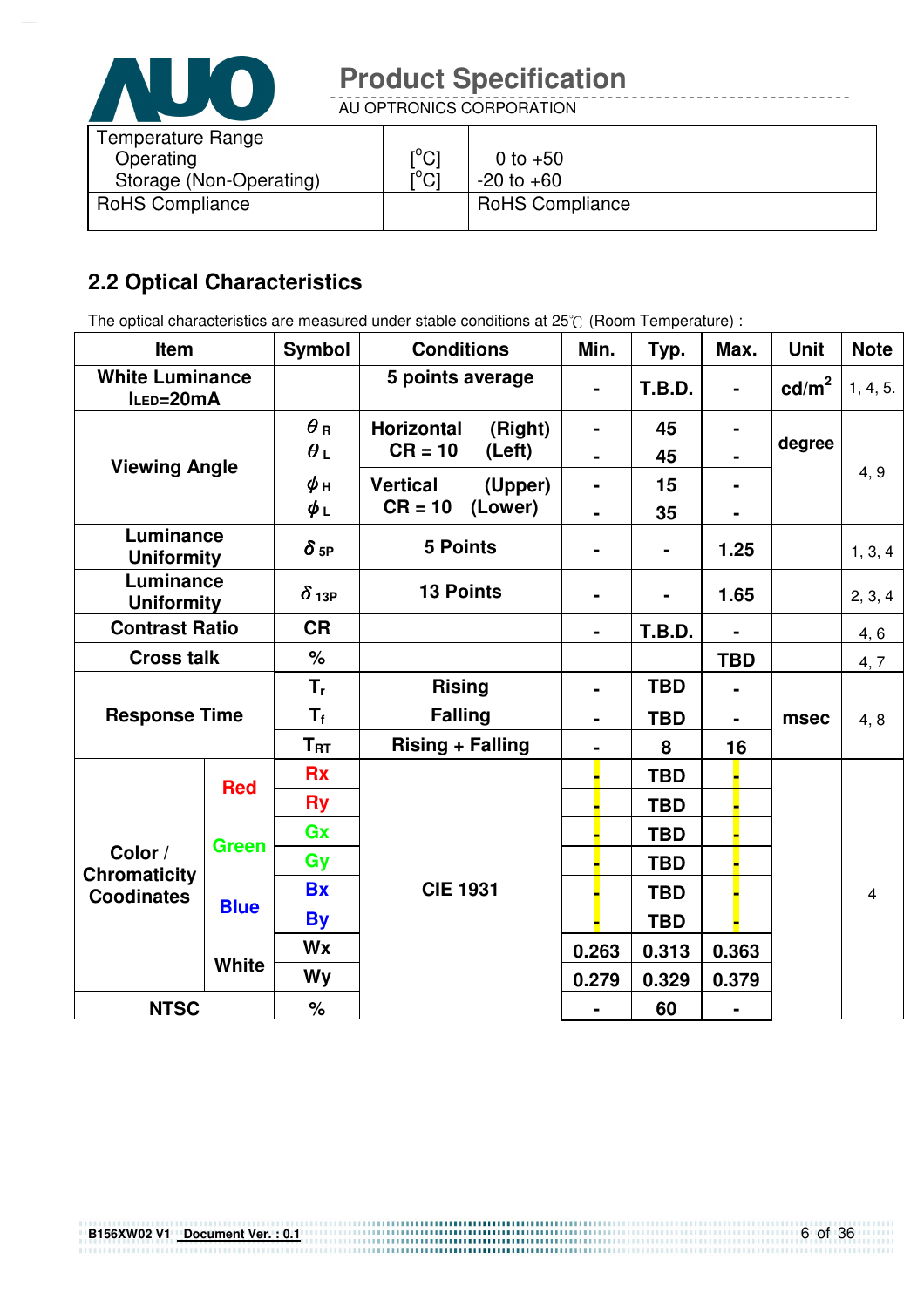| Temperature Range | | |
|---|---|---|
| Operating | [°C] | 0 to +50 |
| Storage (Non-Operating) | [°C] | -20 to +60 |
| RoHS Compliance | | RoHS Compliance |

## 2.2 Optical Characteristics

The optical characteristics are measured under stable conditions at 25℃ (Room Temperature) :

| Item | | Symbol | Conditions | Min. | Typ. | Max. | Unit | Note |
|---|---|---|---|---|---|---|---|---|
| White Luminance $I_{LED}$=20mA | | | 5 points average | - | T.B.D. | - | cd/m² | 1, 4, 5. |
| Viewing Angle | | $\theta_R$ | Horizontal (Right) CR = 10 | - | 45 | - | degree | 4, 9 |
| | | $\theta_L$ | Horizontal (Left) CR = 10 | - | 45 | - | | |
| | | $\phi_H$ | Vertical (Upper) CR = 10 | - | 15 | - | | |
| | | $\phi_L$ | Vertical (Lower) CR = 10 | - | 35 | - | | |
| Luminance Uniformity | | $\delta_{5P}$ | 5 Points | - | - | 1.25 | | 1, 3, 4 |
| Luminance Uniformity | | $\delta_{13P}$ | 13 Points | - | - | 1.65 | | 2, 3, 4 |
| Contrast Ratio | | CR | | - | T.B.D. | - | | 4, 6 |
| Cross talk | | % | | | | TBD | | 4, 7 |
| Response Time | | $T_r$ | Rising | - | TBD | - | msec | 4, 8 |
| | | $T_f$ | Falling | - | TBD | - | | |
| | | $T_{RT}$ | Rising + Falling | - | 8 | 16 | | |
| Color / Chromaticity Coodinates | Red | Rx | CIE 1931 | - | TBD | - | | 4 |
| | | Ry | | - | TBD | - | | |
| | Green | Gx | | - | TBD | - | | |
| | | Gy | | - | TBD | - | | |
| | Blue | Bx | | - | TBD | - | | |
| | | By | | - | TBD | - | | |
| | White | Wx | | 0.263 | 0.313 | 0.363 | | |
| | | Wy | | 0.279 | 0.329 | 0.379 | | |
| NTSC | | % | | - | 60 | - | | |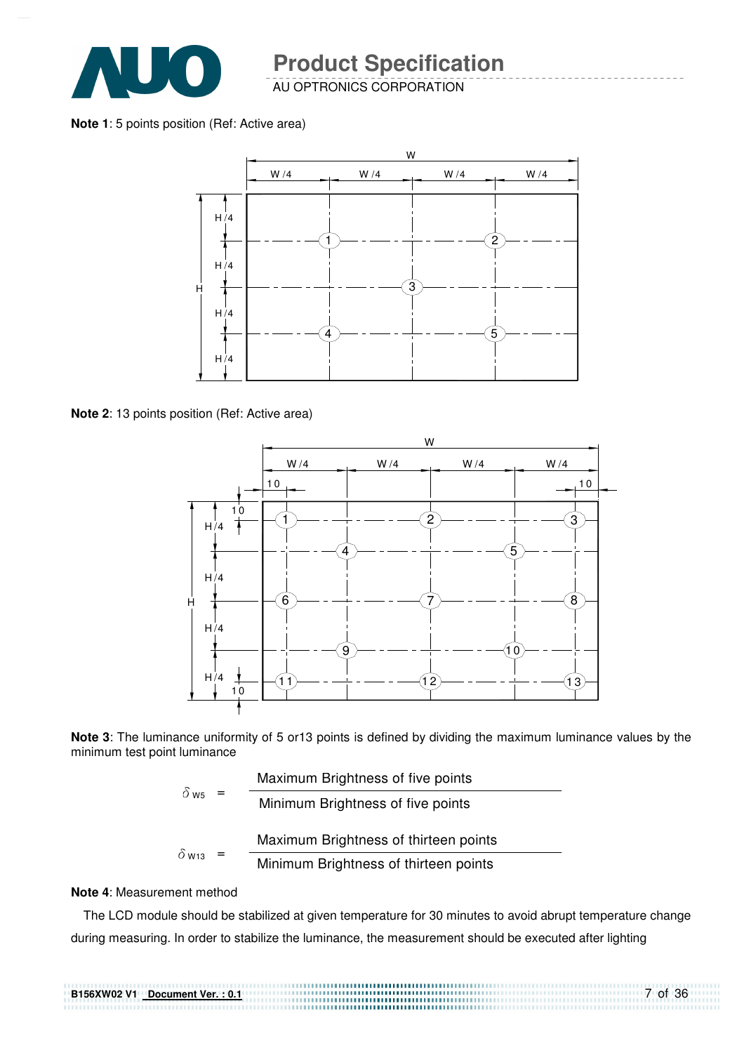**Note 1**: 5 points position (Ref: Active area)

**Note 2**: 13 points position (Ref: Active area)

**Note 3**: The luminance uniformity of 5 or13 points is defined by dividing the maximum luminance values by the minimum test point luminance

$$\delta_{W5} = \frac{\text{Maximum Brightness of five points}}{\text{Minimum Brightness of five points}}$$

$$\delta_{W13} = \frac{\text{Maximum Brightness of thirteen points}}{\text{Minimum Brightness of thirteen points}}$$

**Note 4**: Measurement method

The LCD module should be stabilized at given temperature for 30 minutes to avoid abrupt temperature change during measuring. In order to stabilize the luminance, the measurement should be executed after lighting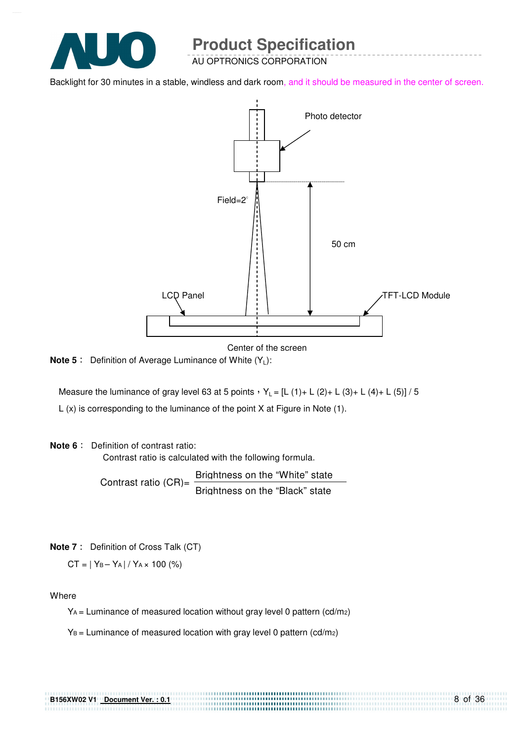Backlight for 30 minutes in a stable, windless and dark room, and it should be measured in the center of screen.

Photo detector

Field=2°

50 cm

LCD Panel

TFT-LCD Module

Center of the screen

**Note 5**： Definition of Average Luminance of White ($Y_L$):

Measure the luminance of gray level 63 at 5 points，$Y_L = [L(1) + L(2) + L(3) + L(4) + L(5)] / 5$

L (x) is corresponding to the luminance of the point X at Figure in Note (1).

**Note 6**： Definition of contrast ratio:

Contrast ratio is calculated with the following formula.

$$\text{Contrast ratio (CR)} = \frac{\text{Brightness on the "White" state}}{\text{Brightness on the "Black" state}}$$

**Note 7**： Definition of Cross Talk (CT)

$$CT = | Y_B - Y_A | / Y_A \times 100\ (\%)$$

Where

$Y_A$ = Luminance of measured location without gray level 0 pattern (cd/m2)

$Y_B$ = Luminance of measured location with gray level 0 pattern (cd/m2)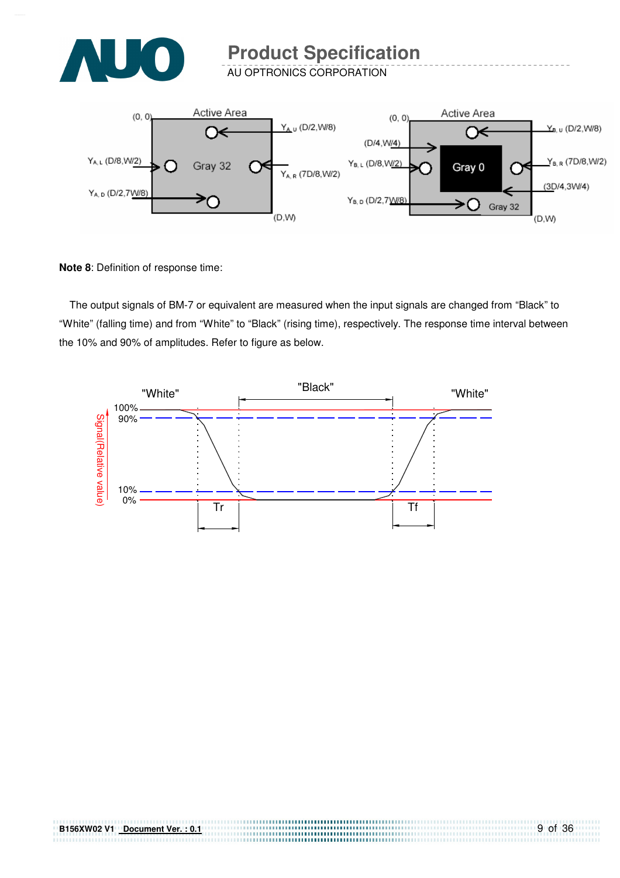**Note 8**: Definition of response time:

The output signals of BM-7 or equivalent are measured when the input signals are changed from "Black" to "White" (falling time) and from "White" to "Black" (rising time), respectively. The response time interval between the 10% and 90% of amplitudes. Refer to figure as below.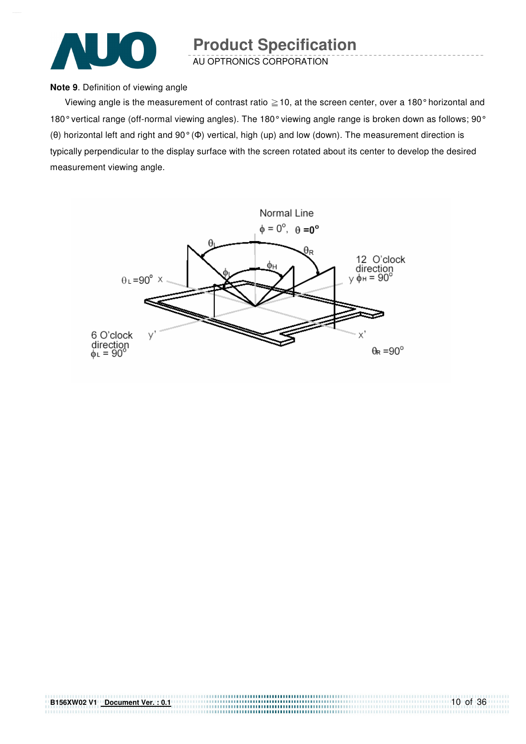**Note 9**. Definition of viewing angle

Viewing angle is the measurement of contrast ratio ≧10, at the screen center, over a 180° horizontal and 180° vertical range (off-normal viewing angles). The 180° viewing angle range is broken down as follows; 90° (θ) horizontal left and right and 90° (Φ) vertical, high (up) and low (down). The measurement direction is typically perpendicular to the display surface with the screen rotated about its center to develop the desired measurement viewing angle.

Normal Line

$\phi = 0^{o}$, $\theta = 0^{o}$

$\theta_L = 90^{o}$ x

12 O'clock direction y $\phi_H = 90^{o}$

6 O'clock direction $\phi_L = 90^{o}$ y'

x'

$\theta_R = 90^{o}$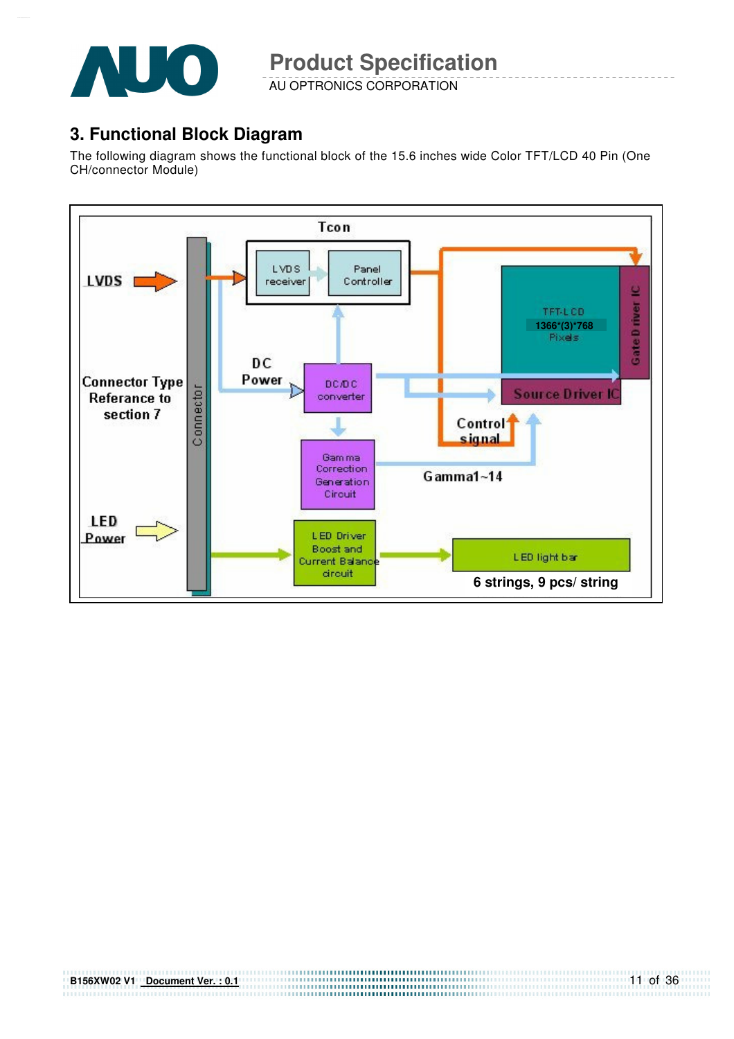## 3. Functional Block Diagram

The following diagram shows the functional block of the 15.6 inches wide Color TFT/LCD 40 Pin (One CH/connector Module)

Tcon

LVDS

LVDS receiver

Panel Controller

TFT-LCD 1366*(3)*768 Pixels

Gate Driver IC

DC Power

DC/DC converter

Source Driver IC

Connector Type Referance to section 7

Connector

Control signal

Gamma Correction Generation Circuit

Gamma1~14

LED Power

LED Driver Boost and Current Balance circuit

LED light bar

6 strings, 9 pcs/ string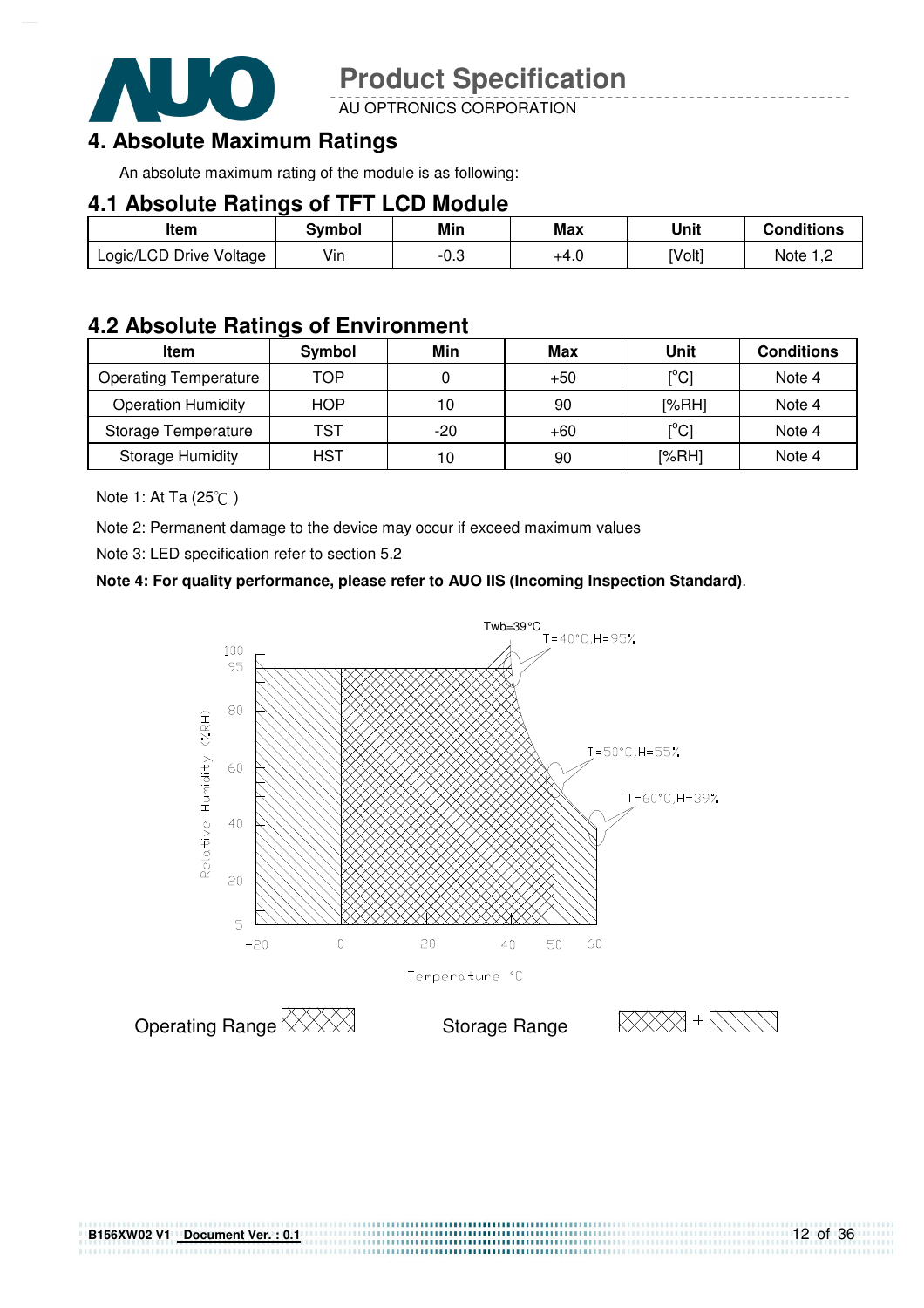# 4. Absolute Maximum Ratings

An absolute maximum rating of the module is as following:

## 4.1 Absolute Ratings of TFT LCD Module

| Item | Symbol | Min | Max | Unit | Conditions |
|---|---|---|---|---|---|
| Logic/LCD Drive Voltage | Vin | -0.3 | +4.0 | [Volt] | Note 1,2 |

## 4.2 Absolute Ratings of Environment

| Item | Symbol | Min | Max | Unit | Conditions |
|---|---|---|---|---|---|
| Operating Temperature | TOP | 0 | +50 | [$^o$C] | Note 4 |
| Operation Humidity | HOP | 10 | 90 | [%RH] | Note 4 |
| Storage Temperature | TST | -20 | +60 | [$^o$C] | Note 4 |
| Storage Humidity | HST | 10 | 90 | [%RH] | Note 4 |

Note 1: At Ta (25℃ )

Note 2: Permanent damage to the device may occur if exceed maximum values

Note 3: LED specification refer to section 5.2

**Note 4: For quality performance, please refer to AUO IIS (Incoming Inspection Standard)**.

Twb=39°C

T=40°C,H=95%

T=50°C,H=55%

T=60°C,H=39%

Relative Humidity (%RH)

Temperature °C

Operating Range

Storage Range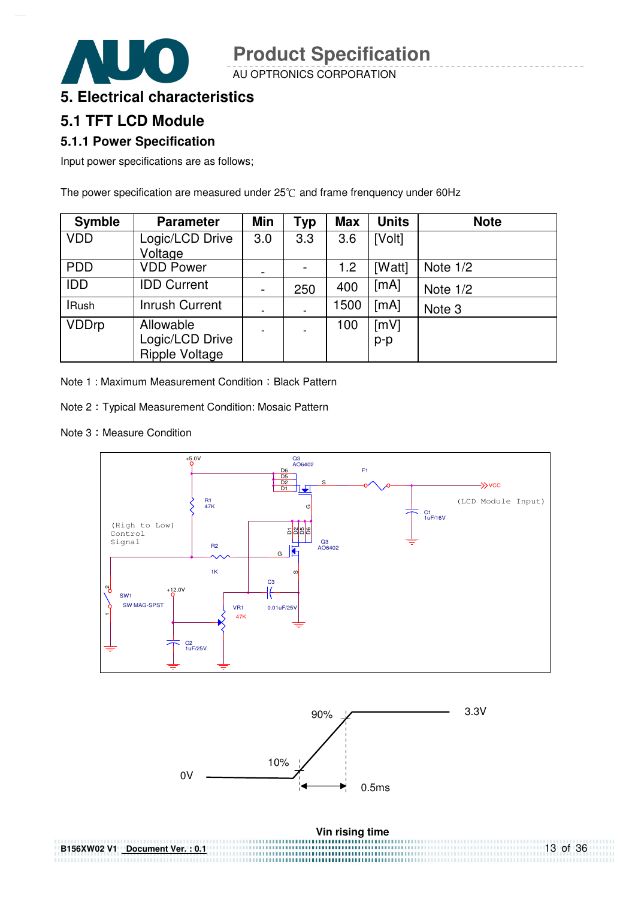# 5. Electrical characteristics

## 5.1 TFT LCD Module

### 5.1.1 Power Specification

Input power specifications are as follows;

The power specification are measured under 25℃ and frame frenquency under 60Hz

| Symble | Parameter | Min | Typ | Max | Units | Note |
|---|---|---|---|---|---|---|
| VDD | Logic/LCD Drive Voltage | 3.0 | 3.3 | 3.6 | [Volt] | |
| PDD | VDD Power | - | - | 1.2 | [Watt] | Note 1/2 |
| IDD | IDD Current | - | 250 | 400 | [mA] | Note 1/2 |
| IRush | Inrush Current | - | - | 1500 | [mA] | Note 3 |
| VDDrp | Allowable Logic/LCD Drive Ripple Voltage | - | - | 100 | [mV] p-p | |

Note 1 : Maximum Measurement Condition：Black Pattern

Note 2：Typical Measurement Condition: Mosaic Pattern

Note 3：Measure Condition

Vin rising time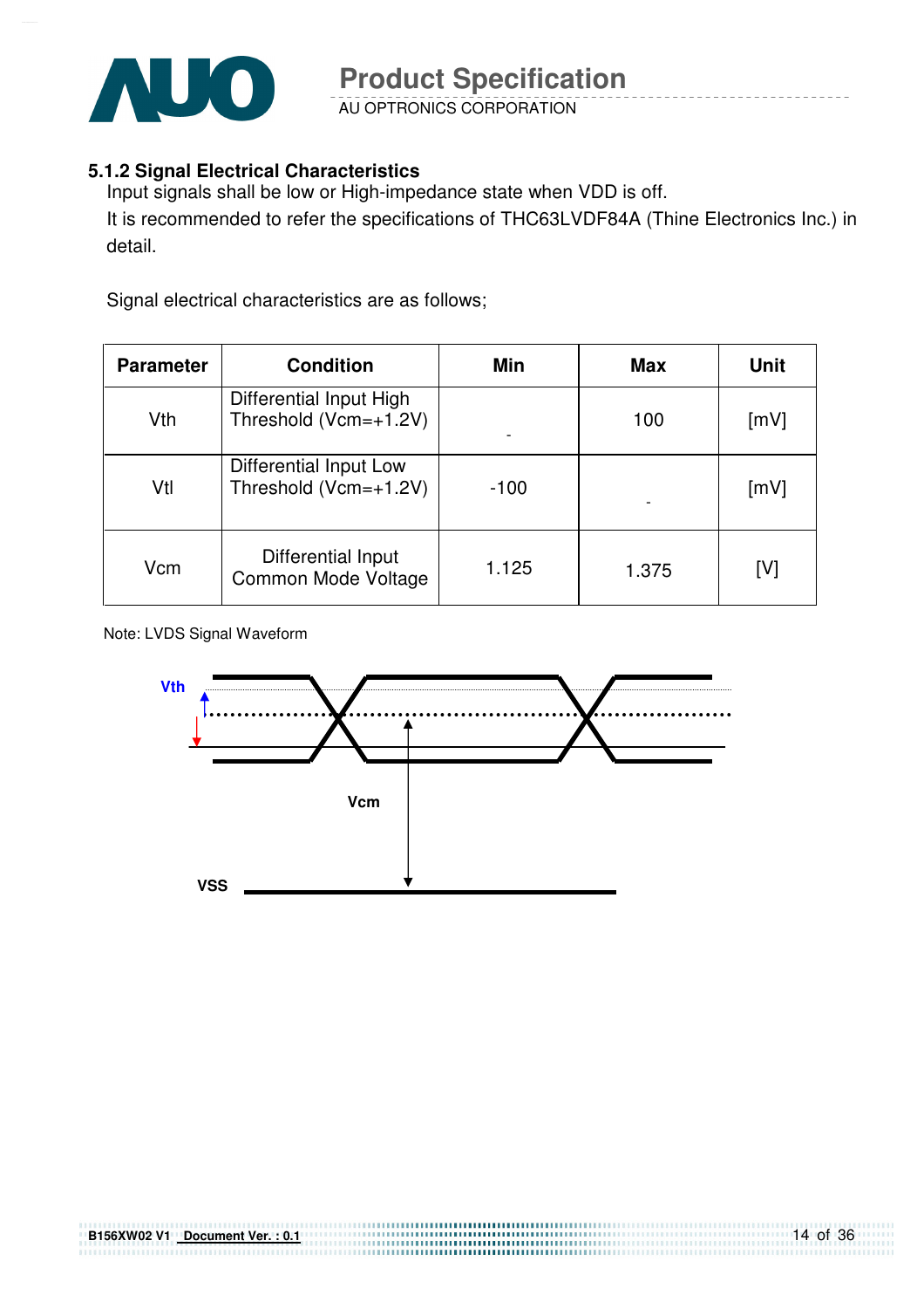### 5.1.2 Signal Electrical Characteristics

Input signals shall be low or High-impedance state when VDD is off.
It is recommended to refer the specifications of THC63LVDF84A (Thine Electronics Inc.) in detail.

Signal electrical characteristics are as follows;

| Parameter | Condition | Min | Max | Unit |
|---|---|---|---|---|
| Vth | Differential Input High Threshold (Vcm=+1.2V) | - | 100 | [mV] |
| Vtl | Differential Input Low Threshold (Vcm=+1.2V) | -100 | - | [mV] |
| Vcm | Differential Input Common Mode Voltage | 1.125 | 1.375 | [V] |

Note: LVDS Signal Waveform

Vth

Vcm

VSS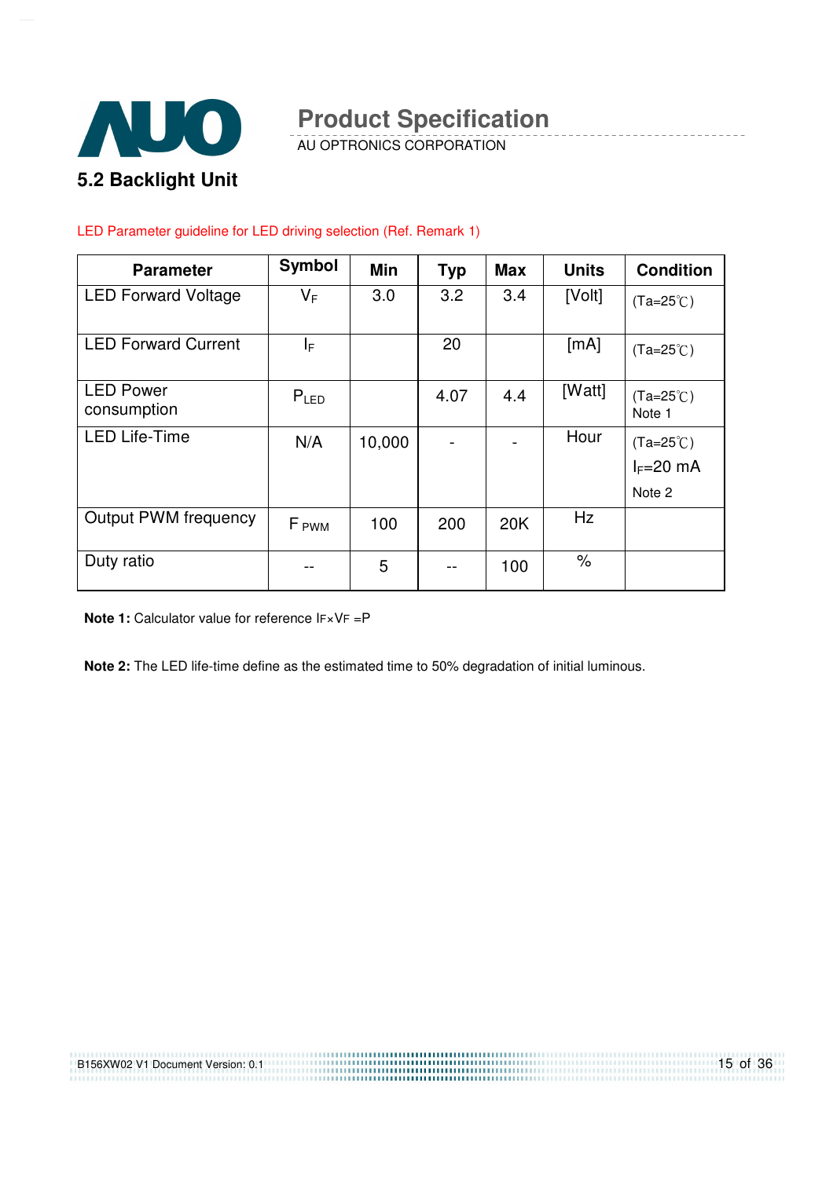## 5.2 Backlight Unit

LED Parameter guideline for LED driving selection (Ref. Remark 1)

| Parameter | Symbol | Min | Typ | Max | Units | Condition |
|---|---|---|---|---|---|---|
| LED Forward Voltage | $V_F$ | 3.0 | 3.2 | 3.4 | [Volt] | (Ta=25℃) |
| LED Forward Current | $I_F$ | | 20 | | [mA] | (Ta=25℃) |
| LED Power consumption | $P_{LED}$ | | 4.07 | 4.4 | [Watt] | (Ta=25℃) Note 1 |
| LED Life-Time | N/A | 10,000 | - | - | Hour | (Ta=25℃) $I_F$=20 mA Note 2 |
| Output PWM frequency | $F_{PWM}$ | 100 | 200 | 20K | Hz | |
| Duty ratio | -- | 5 | -- | 100 | % | |

**Note 1:** Calculator value for reference $I_F \times V_F = P$

**Note 2:** The LED life-time define as the estimated time to 50% degradation of initial luminous.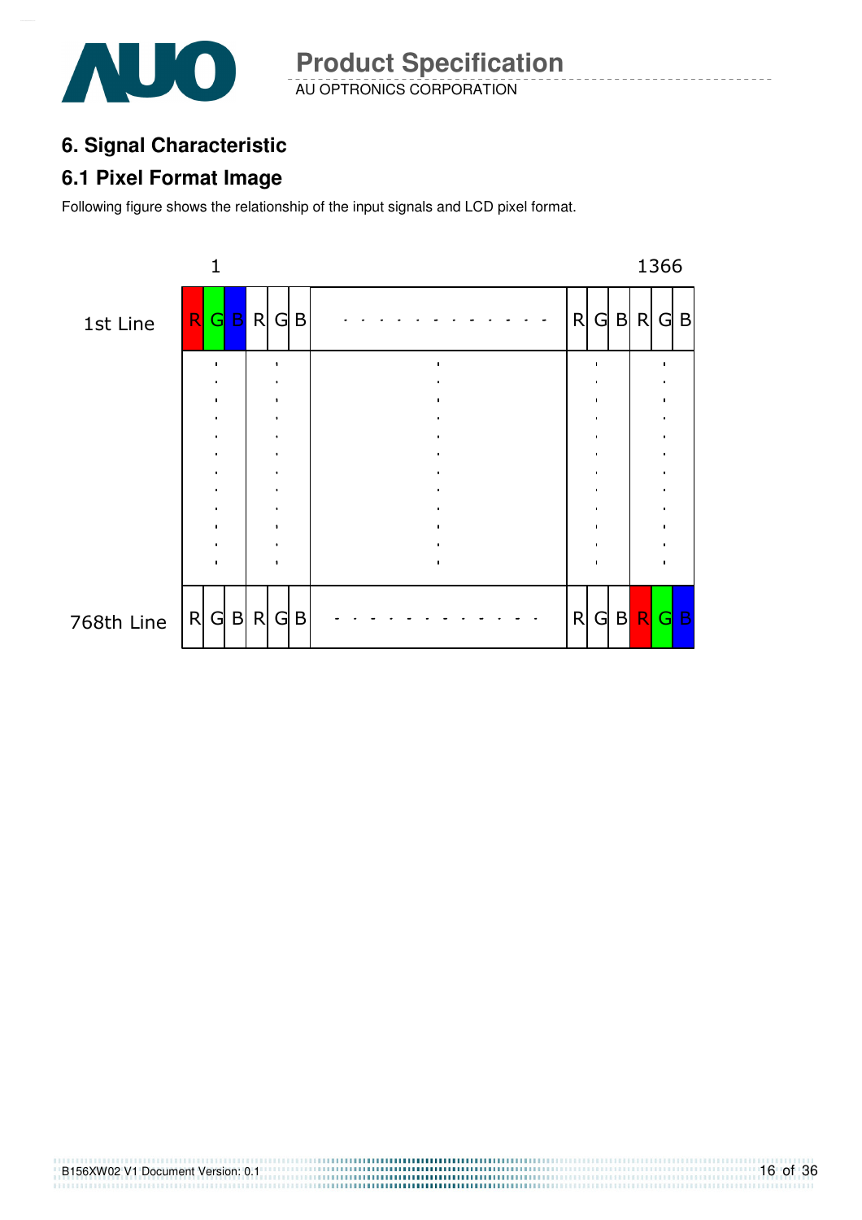## 6. Signal Characteristic

### 6.1 Pixel Format Image

Following figure shows the relationship of the input signals and LCD pixel format.

|  | 1 |  |  |  |  |  |  |  |  |  |  | 1366 |  |
|---|---|---|---|---|---|---|---|---|---|---|---|---|---|
| 1st Line | R | G | B | R | G | B | - - - - - - - - - - - - | R | G | B | R | G | B |
|  | : |  |  | : |  |  | : |  | : |  |  | : |  |
| 768th Line | R | G | B | R | G | B | - - - - - - - - - - - - | R | G | B | R | G | B |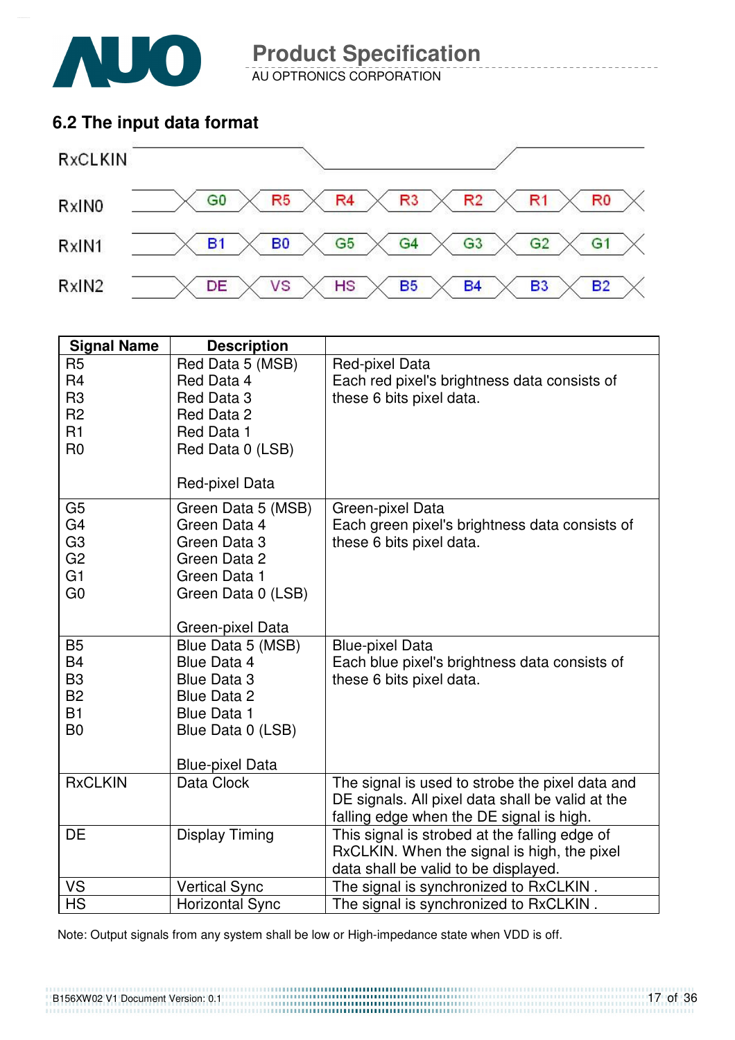## 6.2 The input data format

| RxCLKIN | | | | | | | |
|---|---|---|---|---|---|---|---|
| RxIN0 | G0 | R5 | R4 | R3 | R2 | R1 | R0 |
| RxIN1 | B1 | B0 | G5 | G4 | G3 | G2 | G1 |
| RxIN2 | DE | VS | HS | B5 | B4 | B3 | B2 |

| Signal Name | Description | |
|---|---|---|
| R5<br>R4<br>R3<br>R2<br>R1<br>R0 | Red Data 5 (MSB)<br>Red Data 4<br>Red Data 3<br>Red Data 2<br>Red Data 1<br>Red Data 0 (LSB)<br><br>Red-pixel Data | Red-pixel Data<br>Each red pixel's brightness data consists of these 6 bits pixel data. |
| G5<br>G4<br>G3<br>G2<br>G1<br>G0 | Green Data 5 (MSB)<br>Green Data 4<br>Green Data 3<br>Green Data 2<br>Green Data 1<br>Green Data 0 (LSB)<br><br>Green-pixel Data | Green-pixel Data<br>Each green pixel's brightness data consists of these 6 bits pixel data. |
| B5<br>B4<br>B3<br>B2<br>B1<br>B0 | Blue Data 5 (MSB)<br>Blue Data 4<br>Blue Data 3<br>Blue Data 2<br>Blue Data 1<br>Blue Data 0 (LSB)<br><br>Blue-pixel Data | Blue-pixel Data<br>Each blue pixel's brightness data consists of these 6 bits pixel data. |
| RxCLKIN | Data Clock | The signal is used to strobe the pixel data and DE signals. All pixel data shall be valid at the falling edge when the DE signal is high. |
| DE | Display Timing | This signal is strobed at the falling edge of RxCLKIN. When the signal is high, the pixel data shall be valid to be displayed. |
| VS | Vertical Sync | The signal is synchronized to RxCLKIN . |
| HS | Horizontal Sync | The signal is synchronized to RxCLKIN . |

Note: Output signals from any system shall be low or High-impedance state when VDD is off.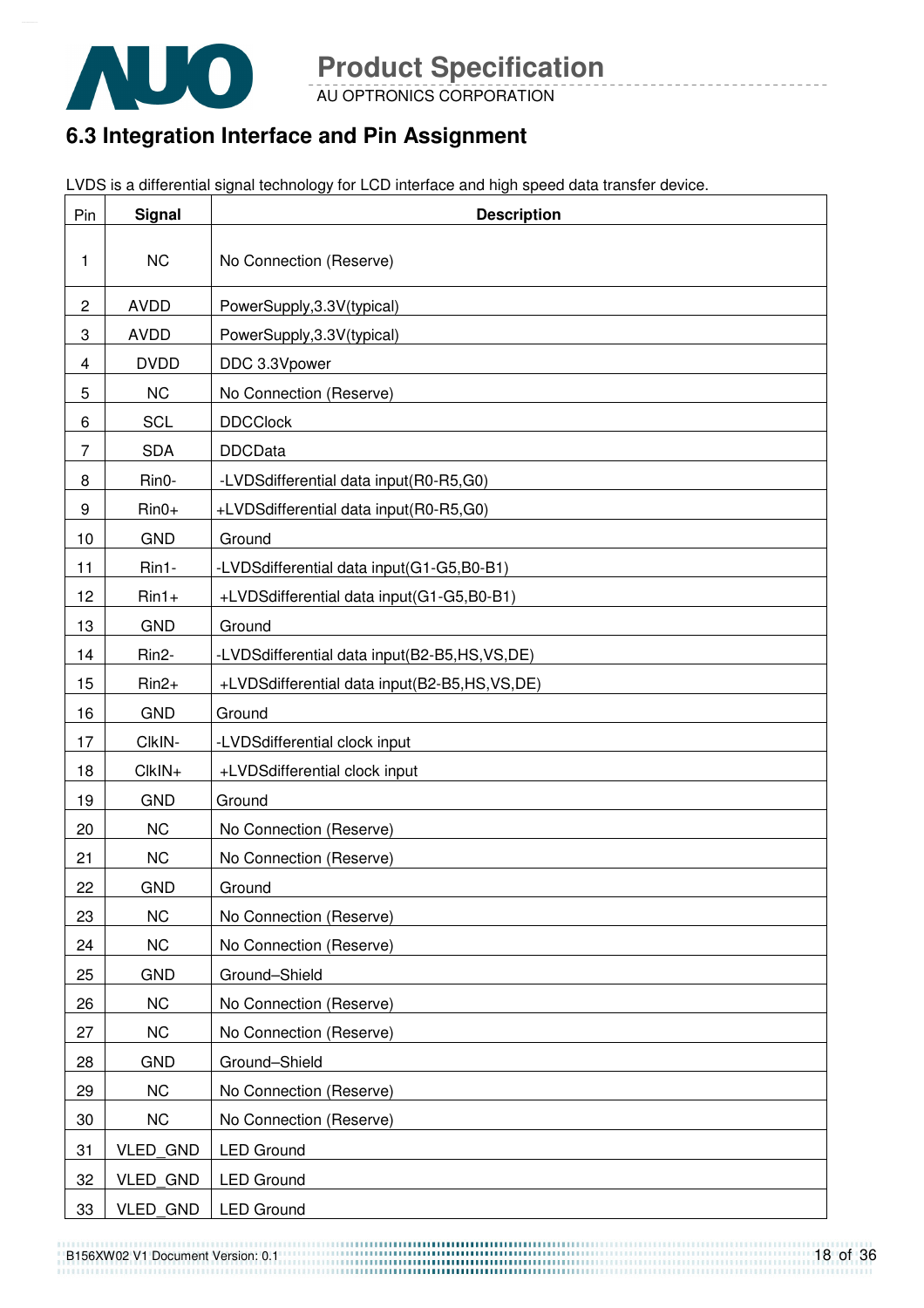## 6.3 Integration Interface and Pin Assignment

LVDS is a differential signal technology for LCD interface and high speed data transfer device.

| Pin | Signal | Description |
|---|---|---|
| 1 | NC | No Connection (Reserve) |
| 2 | AVDD | PowerSupply,3.3V(typical) |
| 3 | AVDD | PowerSupply,3.3V(typical) |
| 4 | DVDD | DDC 3.3Vpower |
| 5 | NC | No Connection (Reserve) |
| 6 | SCL | DDCClock |
| 7 | SDA | DDCData |
| 8 | Rin0- | -LVDSdifferential data input(R0-R5,G0) |
| 9 | Rin0+ | +LVDSdifferential data input(R0-R5,G0) |
| 10 | GND | Ground |
| 11 | Rin1- | -LVDSdifferential data input(G1-G5,B0-B1) |
| 12 | Rin1+ | +LVDSdifferential data input(G1-G5,B0-B1) |
| 13 | GND | Ground |
| 14 | Rin2- | -LVDSdifferential data input(B2-B5,HS,VS,DE) |
| 15 | Rin2+ | +LVDSdifferential data input(B2-B5,HS,VS,DE) |
| 16 | GND | Ground |
| 17 | ClkIN- | -LVDSdifferential clock input |
| 18 | ClkIN+ | +LVDSdifferential clock input |
| 19 | GND | Ground |
| 20 | NC | No Connection (Reserve) |
| 21 | NC | No Connection (Reserve) |
| 22 | GND | Ground |
| 23 | NC | No Connection (Reserve) |
| 24 | NC | No Connection (Reserve) |
| 25 | GND | Ground–Shield |
| 26 | NC | No Connection (Reserve) |
| 27 | NC | No Connection (Reserve) |
| 28 | GND | Ground–Shield |
| 29 | NC | No Connection (Reserve) |
| 30 | NC | No Connection (Reserve) |
| 31 | VLED_GND | LED Ground |
| 32 | VLED_GND | LED Ground |
| 33 | VLED_GND | LED Ground |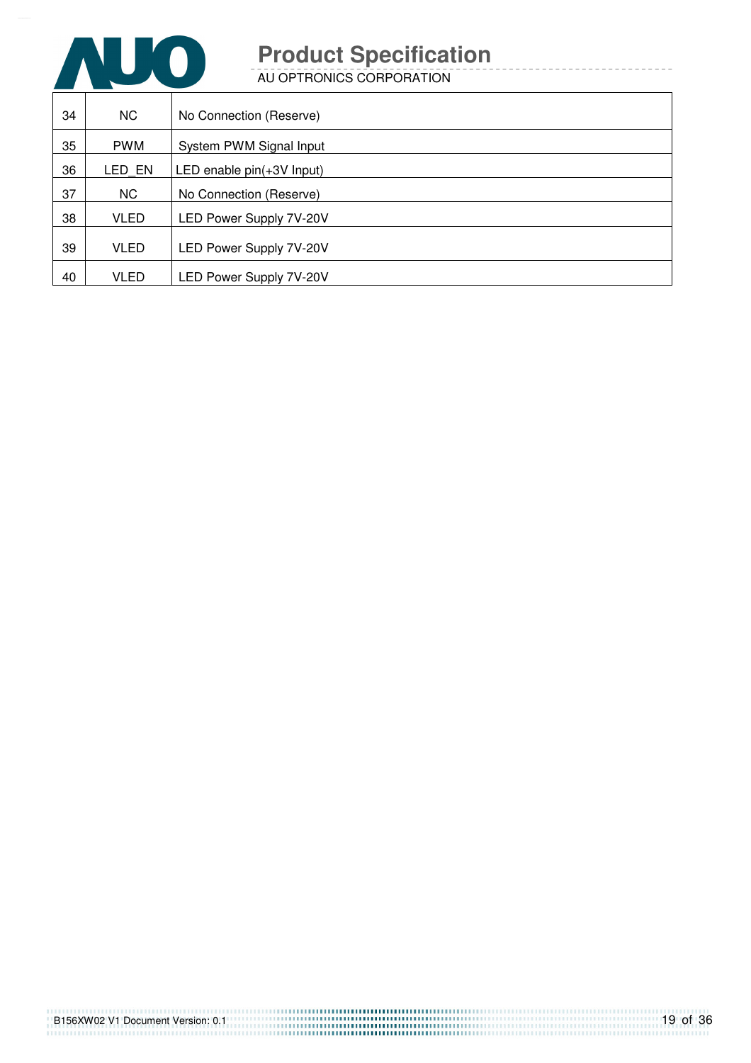| 34 | NC | No Connection (Reserve) |
|---|---|---|
| 35 | PWM | System PWM Signal Input |
| 36 | LED_EN | LED enable pin(+3V Input) |
| 37 | NC | No Connection (Reserve) |
| 38 | VLED | LED Power Supply 7V-20V |
| 39 | VLED | LED Power Supply 7V-20V |
| 40 | VLED | LED Power Supply 7V-20V |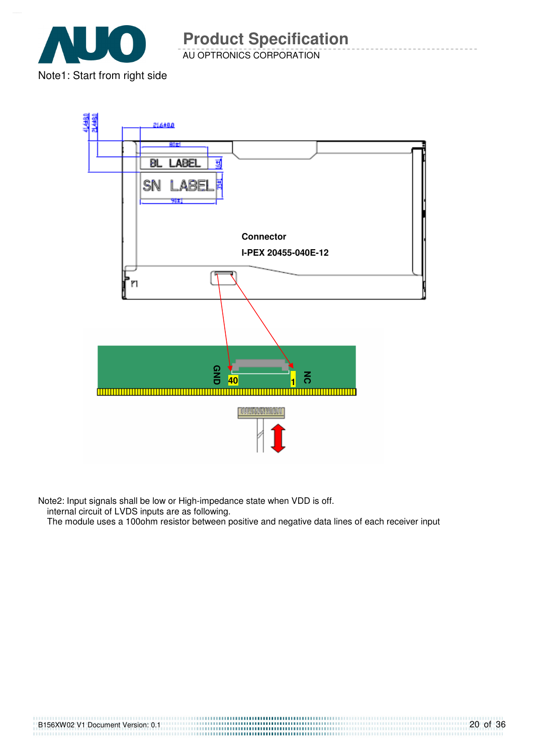Note1: Start from right side

Connector

I-PEX 20455-040E-12

GND 40 1 NC

Note2: Input signals shall be low or High-impedance state when VDD is off.
internal circuit of LVDS inputs are as following.
The module uses a 100ohm resistor between positive and negative data lines of each receiver input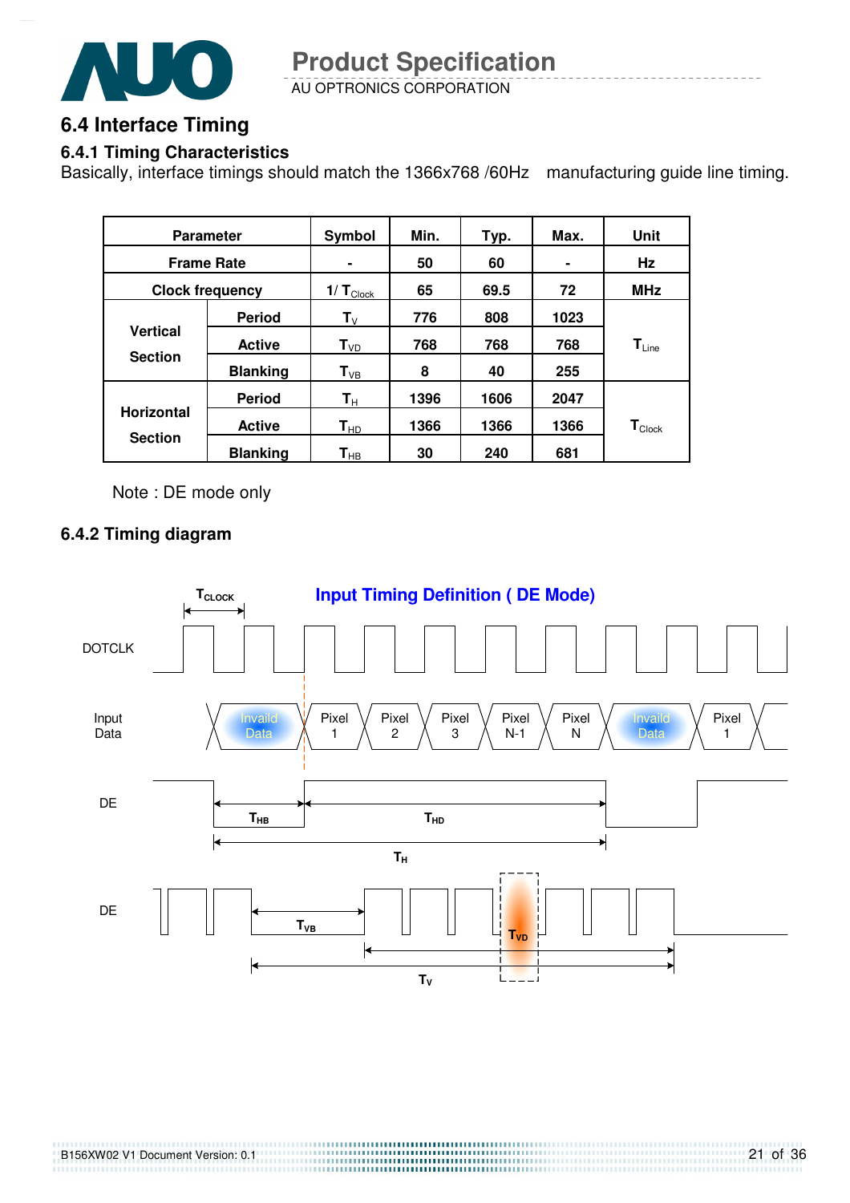## 6.4 Interface Timing

### 6.4.1 Timing Characteristics

Basically, interface timings should match the 1366x768 /60Hz manufacturing guide line timing.

| Parameter | | Symbol | Min. | Typ. | Max. | Unit |
|---|---|---|---|---|---|---|
| Frame Rate | | - | 50 | 60 | - | Hz |
| Clock frequency | | $1/T_{Clock}$ | 65 | 69.5 | 72 | MHz |
| Vertical Section | Period | $T_V$ | 776 | 808 | 1023 | $T_{Line}$ |
| | Active | $T_{VD}$ | 768 | 768 | 768 | |
| | Blanking | $T_{VB}$ | 8 | 40 | 255 | |
| Horizontal Section | Period | $T_H$ | 1396 | 1606 | 2047 | $T_{Clock}$ |
| | Active | $T_{HD}$ | 1366 | 1366 | 1366 | |
| | Blanking | $T_{HB}$ | 30 | 240 | 681 | |

Note : DE mode only

### 6.4.2 Timing diagram

**Input Timing Definition ( DE Mode)**

$T_{CLOCK}$

DOTCLK

Input Data: Invaild Data, Pixel 1, Pixel 2, Pixel 3, Pixel N-1, Pixel N, Invaild Data, Pixel 1

DE: $T_{HB}$, $T_{HD}$, $T_H$

DE: $T_{VB}$, $T_{VD}$, $T_V$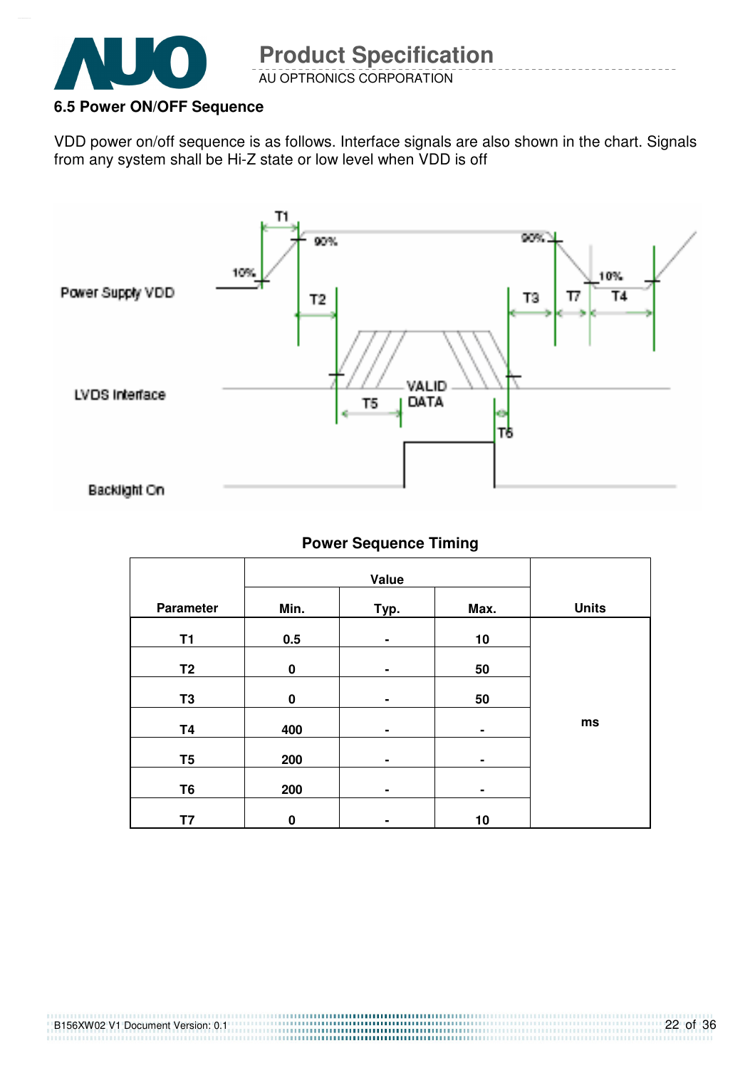### 6.5 Power ON/OFF Sequence

VDD power on/off sequence is as follows. Interface signals are also shown in the chart. Signals from any system shall be Hi-Z state or low level when VDD is off

**Power Sequence Timing**

| Parameter | Value | | | Units |
|---|---|---|---|---|
| | Min. | Typ. | Max. | |
| T1 | 0.5 | - | 10 | ms |
| T2 | 0 | - | 50 | |
| T3 | 0 | - | 50 | |
| T4 | 400 | - | - | |
| T5 | 200 | - | - | |
| T6 | 200 | - | - | |
| T7 | 0 | - | 10 | |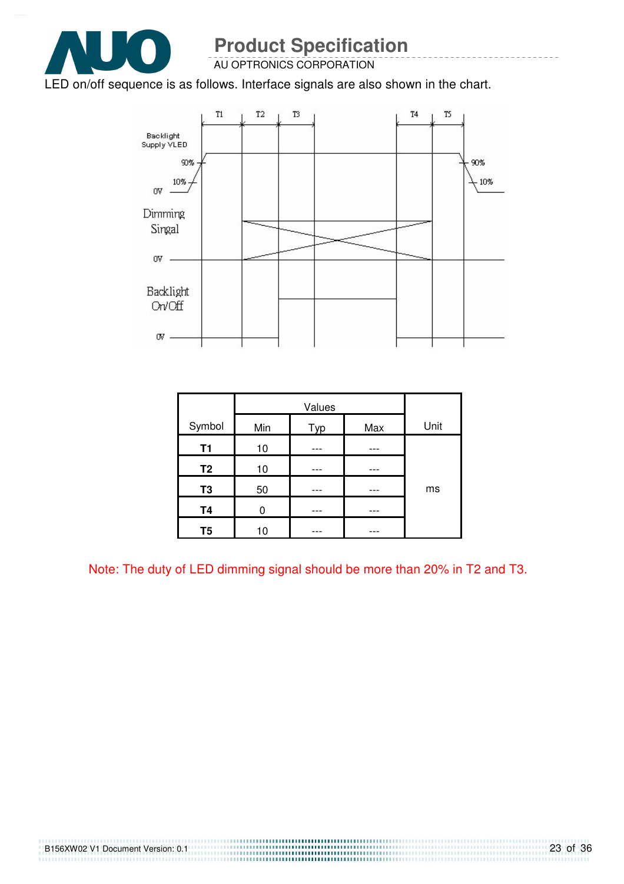LED on/off sequence is as follows. Interface signals are also shown in the chart.

| Symbol | Values | | | Unit |
|---|---|---|---|---|
| | Min | Typ | Max | |
| **T1** | 10 | --- | --- | ms |
| **T2** | 10 | --- | --- | |
| **T3** | 50 | --- | --- | |
| **T4** | 0 | --- | --- | |
| **T5** | 10 | --- | --- | |

Note: The duty of LED dimming signal should be more than 20% in T2 and T3.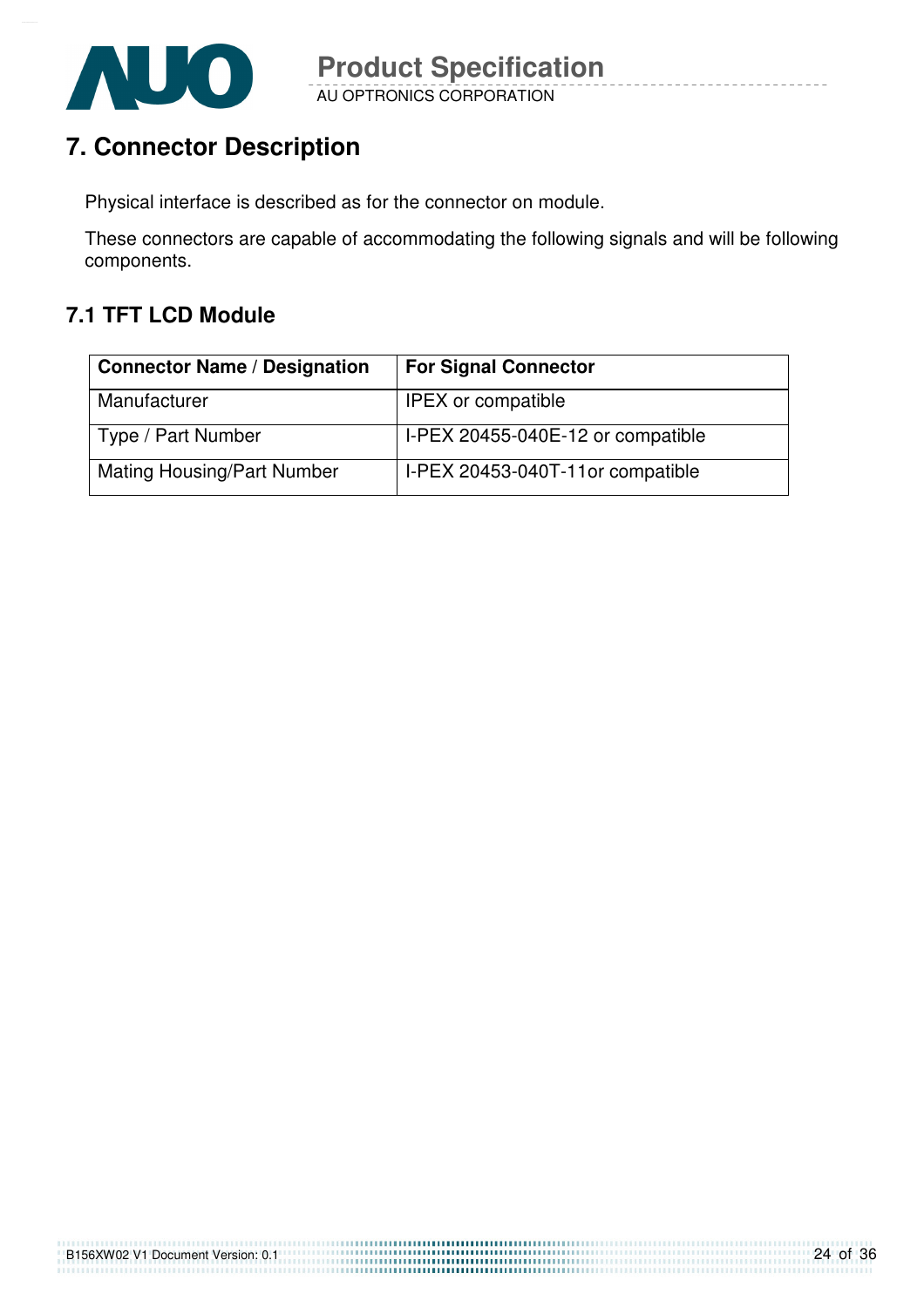# 7. Connector Description

Physical interface is described as for the connector on module.

These connectors are capable of accommodating the following signals and will be following components.

## 7.1 TFT LCD Module

| Connector Name / Designation | For Signal Connector |
|---|---|
| Manufacturer | IPEX or compatible |
| Type / Part Number | I-PEX 20455-040E-12 or compatible |
| Mating Housing/Part Number | I-PEX 20453-040T-11or compatible |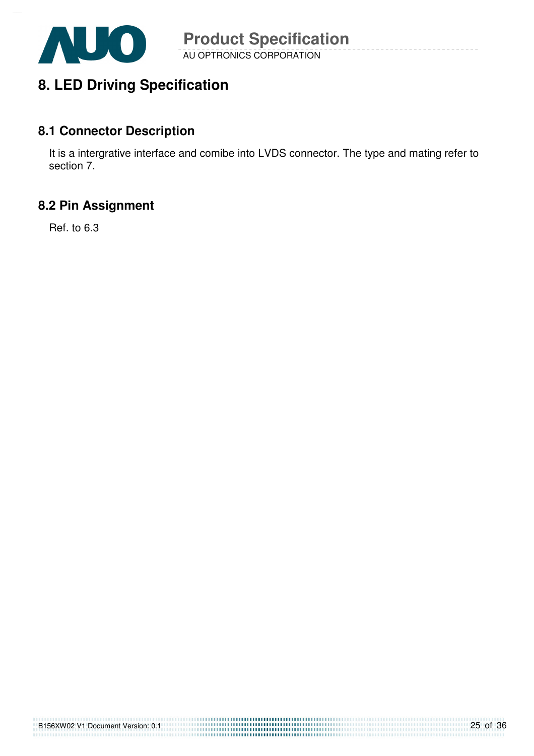# 8. LED Driving Specification

## 8.1 Connector Description

It is a intergrative interface and comibe into LVDS connector. The type and mating refer to section 7.

## 8.2 Pin Assignment

Ref. to 6.3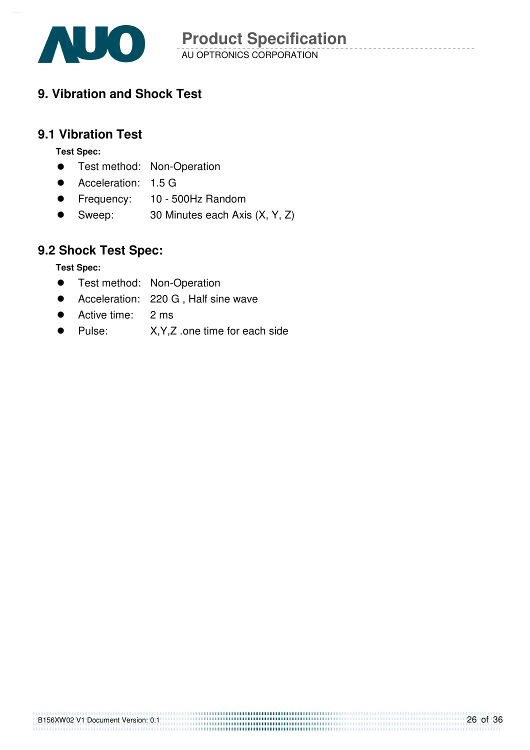## 9. Vibration and Shock Test

### 9.1 Vibration Test

**Test Spec:**

- Test method: Non-Operation
- Acceleration: 1.5 G
- Frequency: 10 - 500Hz Random
- Sweep: 30 Minutes each Axis (X, Y, Z)

### 9.2 Shock Test Spec:

**Test Spec:**

- Test method: Non-Operation
- Acceleration: 220 G , Half sine wave
- Active time: 2 ms
- Pulse: X,Y,Z .one time for each side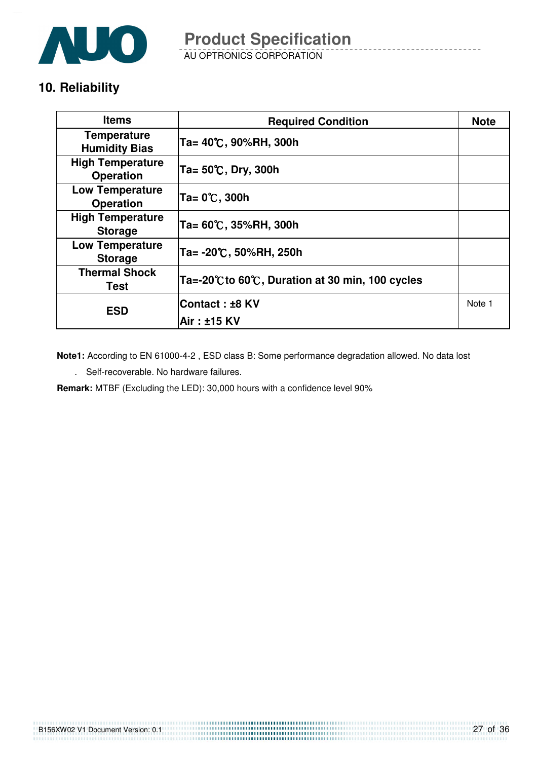## 10. Reliability

| Items | Required Condition | Note |
|---|---|---|
| Temperature Humidity Bias | Ta= 40℃, 90%RH, 300h | |
| High Temperature Operation | Ta= 50℃, Dry, 300h | |
| Low Temperature Operation | Ta= 0℃, 300h | |
| High Temperature Storage | Ta= 60℃, 35%RH, 300h | |
| Low Temperature Storage | Ta= -20℃, 50%RH, 250h | |
| Thermal Shock Test | Ta=-20℃to 60℃, Duration at 30 min, 100 cycles | |
| ESD | Contact : ±8 KV<br>Air : ±15 KV | Note 1 |

**Note1:** According to EN 61000-4-2 , ESD class B: Some performance degradation allowed. No data lost

. Self-recoverable. No hardware failures.

**Remark:** MTBF (Excluding the LED): 30,000 hours with a confidence level 90%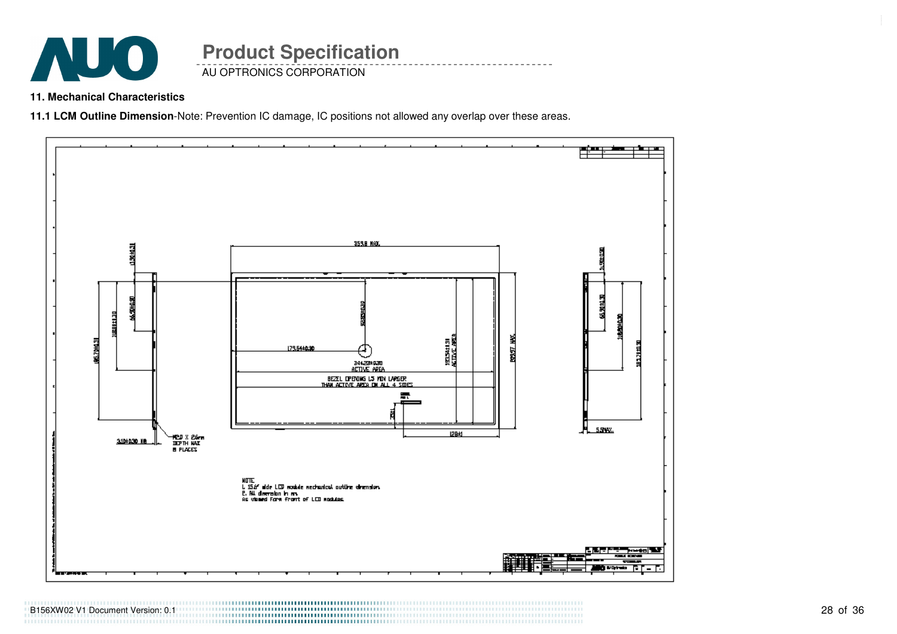## 11. Mechanical Characteristics

**11.1 LCM Outline Dimension**-Note: Prevention IC damage, IC positions not allowed any overlap over these areas.

359.8 MAX.

179.64±0.30

92.85±0.30

344.23±0.30
ACTIVE AREA

193.54±0.31
ACTIVE AREA

209.57 MAX.

BEZEL OPENING 1.5 MIN LARGER
THAN ACTIVE AREA ON ALL 4 SIDES

120±1

17.30±0.31

66.90±0.30

118.81±1.30

185.71±0.31

3.10±0.30 X8

M2.0 X 2.6mm
DEPTH MAX
8 PLACES

14.90±0.30

66.30±0.30

118.80±0.30

185.71±0.30

5.5MAX.

NOTE
1. 15.6" wide LCD module mechanical outline dimension.
2. All dimension in mm.
As viewed form front of LCD modules.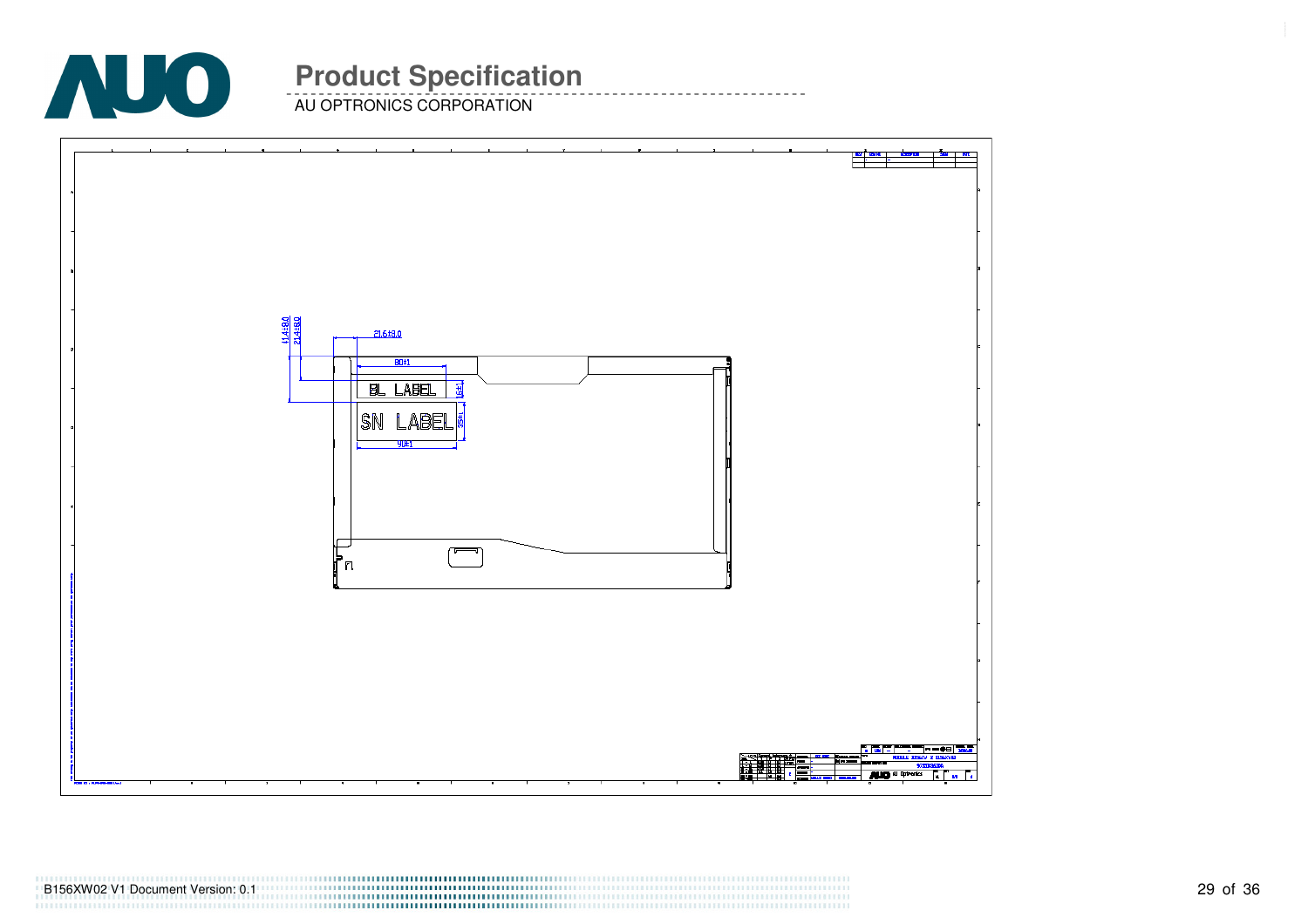41.4±8.0

21.4±8.0

21.6±3.0

80±1

BL LABEL

15±1

SN LABEL

35±1

90±1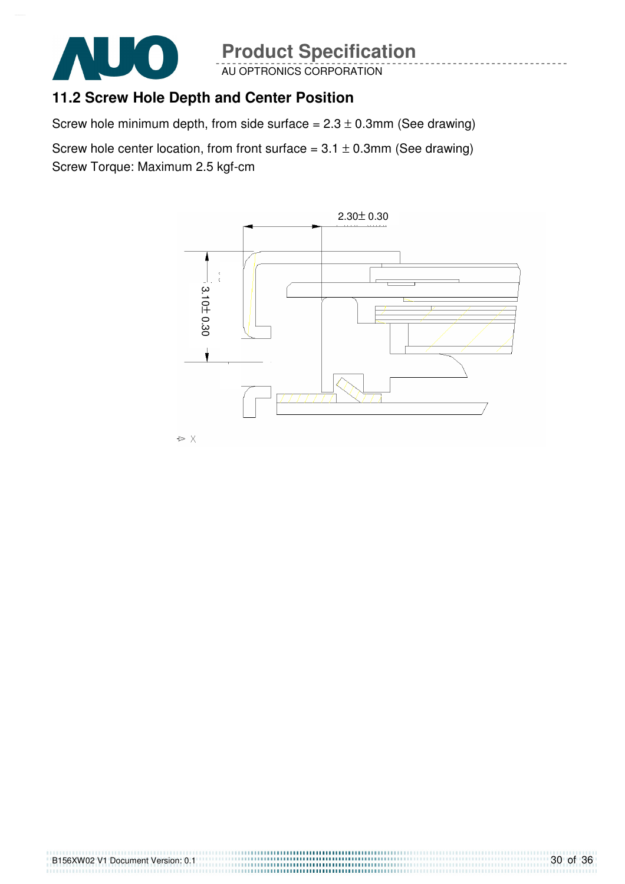## 11.2 Screw Hole Depth and Center Position

Screw hole minimum depth, from side surface = 2.3 ± 0.3mm (See drawing)

Screw hole center location, from front surface = 3.1 ± 0.3mm (See drawing)
Screw Torque: Maximum 2.5 kgf-cm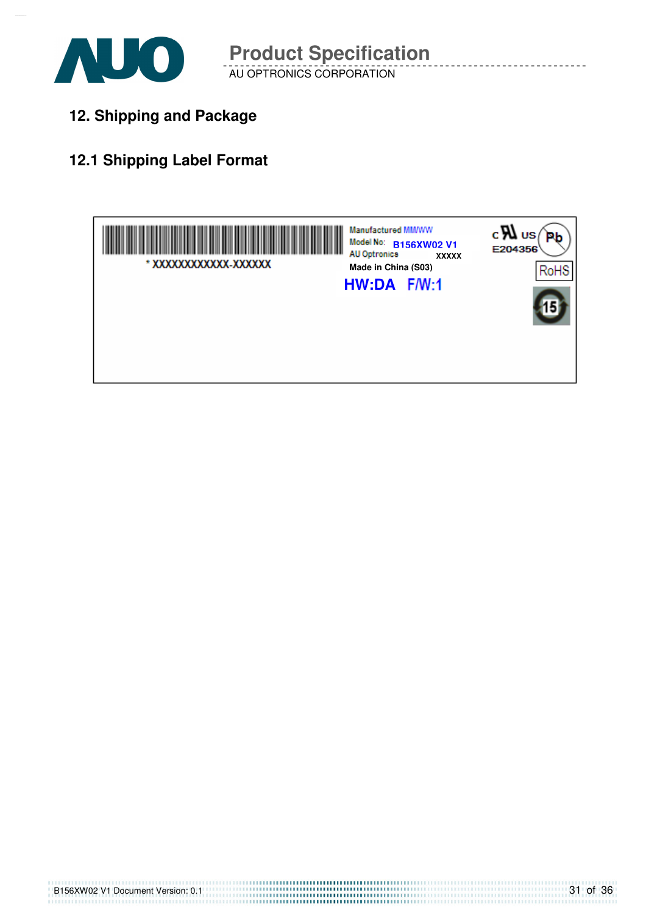## 12. Shipping and Package

### 12.1 Shipping Label Format

\* XXXXXXXXXXXX-XXXXXX

Manufactured MM/WW
Model No: B156XW02 V1
AU Optronics XXXXX
Made in China (S03)

HW:DA F/W:1

c US
E204356

Pb

RoHS

15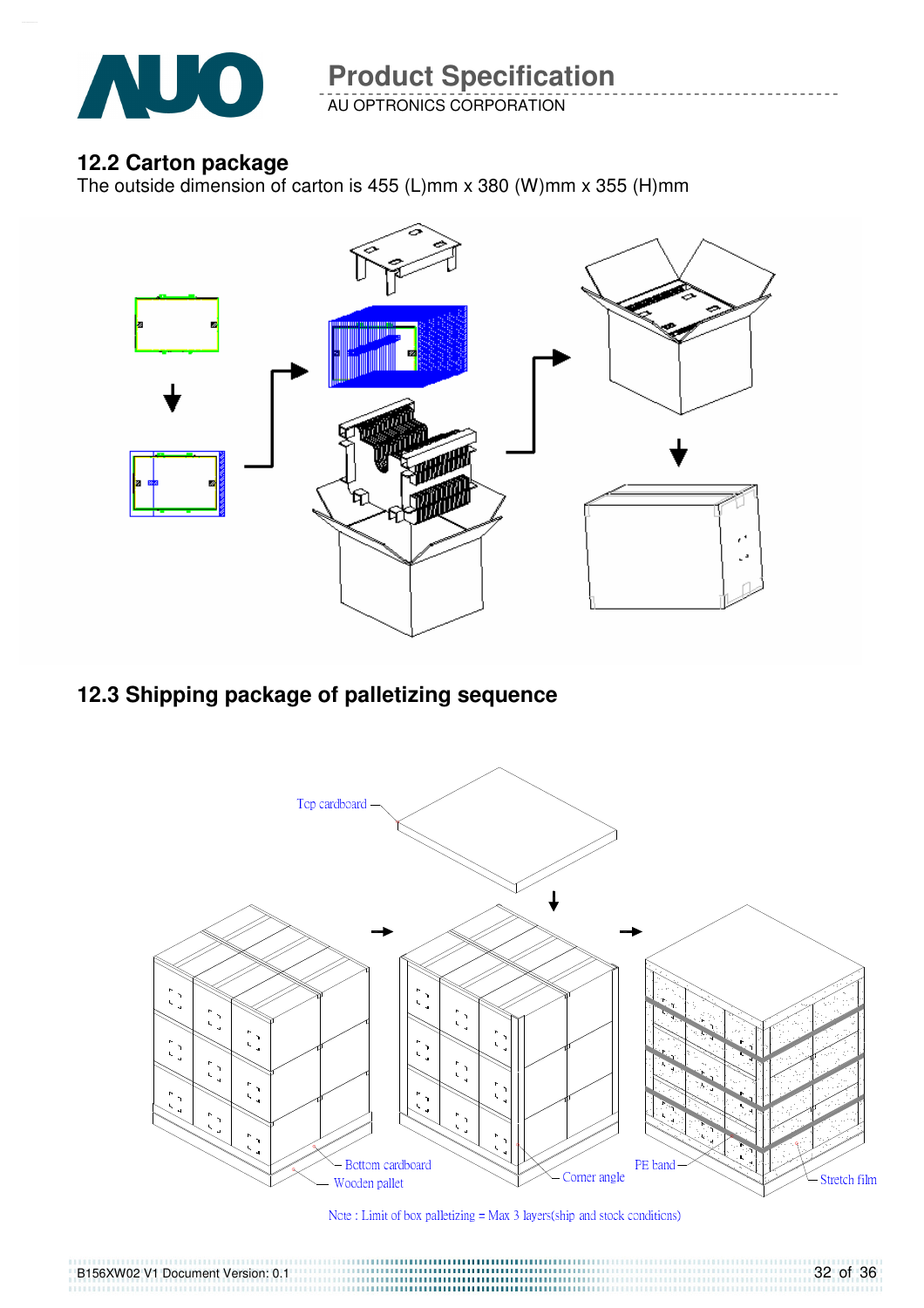## 12.2 Carton package

The outside dimension of carton is 455 (L)mm x 380 (W)mm x 355 (H)mm

## 12.3 Shipping package of palletizing sequence

Top cardboard

Bottom cardboard

Wooden pallet

Corner angle

PE band

Stretch film

Note : Limit of box palletizing = Max 3 layers(ship and stock conditions)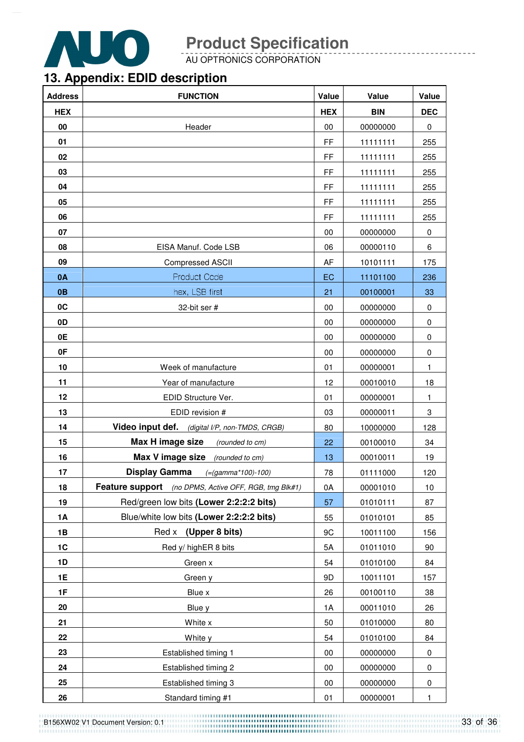## 13. Appendix: EDID description

| Address | FUNCTION | Value | Value | Value |
|---|---|---|---|---|
| HEX | | HEX | BIN | DEC |
| 00 | Header | 00 | 00000000 | 0 |
| 01 | | FF | 11111111 | 255 |
| 02 | | FF | 11111111 | 255 |
| 03 | | FF | 11111111 | 255 |
| 04 | | FF | 11111111 | 255 |
| 05 | | FF | 11111111 | 255 |
| 06 | | FF | 11111111 | 255 |
| 07 | | 00 | 00000000 | 0 |
| 08 | EISA Manuf. Code LSB | 06 | 00000110 | 6 |
| 09 | Compressed ASCII | AF | 10101111 | 175 |
| 0A | Product Code | EC | 11101100 | 236 |
| 0B | hex, LSB first | 21 | 00100001 | 33 |
| 0C | 32-bit ser # | 00 | 00000000 | 0 |
| 0D | | 00 | 00000000 | 0 |
| 0E | | 00 | 00000000 | 0 |
| 0F | | 00 | 00000000 | 0 |
| 10 | Week of manufacture | 01 | 00000001 | 1 |
| 11 | Year of manufacture | 12 | 00010010 | 18 |
| 12 | EDID Structure Ver. | 01 | 00000001 | 1 |
| 13 | EDID revision # | 03 | 00000011 | 3 |
| 14 | **Video input def.** *(digital I/P, non-TMDS, CRGB)* | 80 | 10000000 | 128 |
| 15 | **Max H image size** *(rounded to cm)* | 22 | 00100010 | 34 |
| 16 | **Max V image size** *(rounded to cm)* | 13 | 00010011 | 19 |
| 17 | **Display Gamma** *(=(gamma*100)-100)* | 78 | 01111000 | 120 |
| 18 | **Feature support** *(no DPMS, Active OFF, RGB, tmg Blk#1)* | 0A | 00001010 | 10 |
| 19 | Red/green low bits **(Lower 2:2:2:2 bits)** | 57 | 01010111 | 87 |
| 1A | Blue/white low bits **(Lower 2:2:2:2 bits)** | 55 | 01010101 | 85 |
| 1B | Red x **(Upper 8 bits)** | 9C | 10011100 | 156 |
| 1C | Red y/ highER 8 bits | 5A | 01011010 | 90 |
| 1D | Green x | 54 | 01010100 | 84 |
| 1E | Green y | 9D | 10011101 | 157 |
| 1F | Blue x | 26 | 00100110 | 38 |
| 20 | Blue y | 1A | 00011010 | 26 |
| 21 | White x | 50 | 01010000 | 80 |
| 22 | White y | 54 | 01010100 | 84 |
| 23 | Established timing 1 | 00 | 00000000 | 0 |
| 24 | Established timing 2 | 00 | 00000000 | 0 |
| 25 | Established timing 3 | 00 | 00000000 | 0 |
| 26 | Standard timing #1 | 01 | 00000001 | 1 |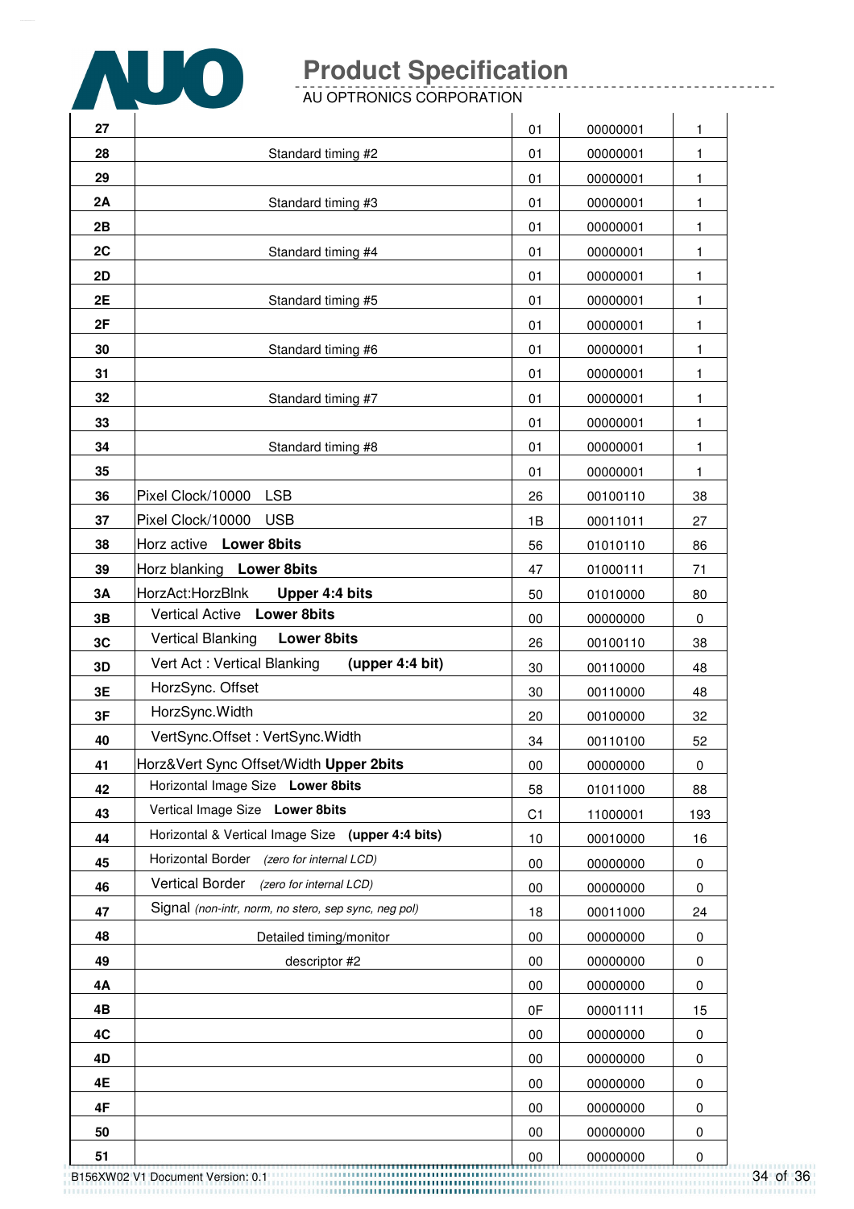| | | | | |
|---|---|---|---|---|
| **27** | | 01 | 00000001 | 1 |
| **28** | Standard timing #2 | 01 | 00000001 | 1 |
| **29** | | 01 | 00000001 | 1 |
| **2A** | Standard timing #3 | 01 | 00000001 | 1 |
| **2B** | | 01 | 00000001 | 1 |
| **2C** | Standard timing #4 | 01 | 00000001 | 1 |
| **2D** | | 01 | 00000001 | 1 |
| **2E** | Standard timing #5 | 01 | 00000001 | 1 |
| **2F** | | 01 | 00000001 | 1 |
| **30** | Standard timing #6 | 01 | 00000001 | 1 |
| **31** | | 01 | 00000001 | 1 |
| **32** | Standard timing #7 | 01 | 00000001 | 1 |
| **33** | | 01 | 00000001 | 1 |
| **34** | Standard timing #8 | 01 | 00000001 | 1 |
| **35** | | 01 | 00000001 | 1 |
| **36** | Pixel Clock/10000 LSB | 26 | 00100110 | 38 |
| **37** | Pixel Clock/10000 USB | 1B | 00011011 | 27 |
| **38** | Horz active **Lower 8bits** | 56 | 01010110 | 86 |
| **39** | Horz blanking **Lower 8bits** | 47 | 01000111 | 71 |
| **3A** | HorzAct:HorzBlnk **Upper 4:4 bits** | 50 | 01010000 | 80 |
| **3B** | Vertical Active **Lower 8bits** | 00 | 00000000 | 0 |
| **3C** | Vertical Blanking **Lower 8bits** | 26 | 00100110 | 38 |
| **3D** | Vert Act : Vertical Blanking **(upper 4:4 bit)** | 30 | 00110000 | 48 |
| **3E** | HorzSync. Offset | 30 | 00110000 | 48 |
| **3F** | HorzSync.Width | 20 | 00100000 | 32 |
| **40** | VertSync.Offset : VertSync.Width | 34 | 00110100 | 52 |
| **41** | Horz&Vert Sync Offset/Width **Upper 2bits** | 00 | 00000000 | 0 |
| **42** | Horizontal Image Size **Lower 8bits** | 58 | 01011000 | 88 |
| **43** | Vertical Image Size **Lower 8bits** | C1 | 11000001 | 193 |
| **44** | Horizontal & Vertical Image Size **(upper 4:4 bits)** | 10 | 00010000 | 16 |
| **45** | Horizontal Border *(zero for internal LCD)* | 00 | 00000000 | 0 |
| **46** | Vertical Border *(zero for internal LCD)* | 00 | 00000000 | 0 |
| **47** | Signal *(non-intr, norm, no stero, sep sync, neg pol)* | 18 | 00011000 | 24 |
| **48** | Detailed timing/monitor | 00 | 00000000 | 0 |
| **49** | descriptor #2 | 00 | 00000000 | 0 |
| **4A** | | 00 | 00000000 | 0 |
| **4B** | | 0F | 00001111 | 15 |
| **4C** | | 00 | 00000000 | 0 |
| **4D** | | 00 | 00000000 | 0 |
| **4E** | | 00 | 00000000 | 0 |
| **4F** | | 00 | 00000000 | 0 |
| **50** | | 00 | 00000000 | 0 |
| **51** | | 00 | 00000000 | 0 |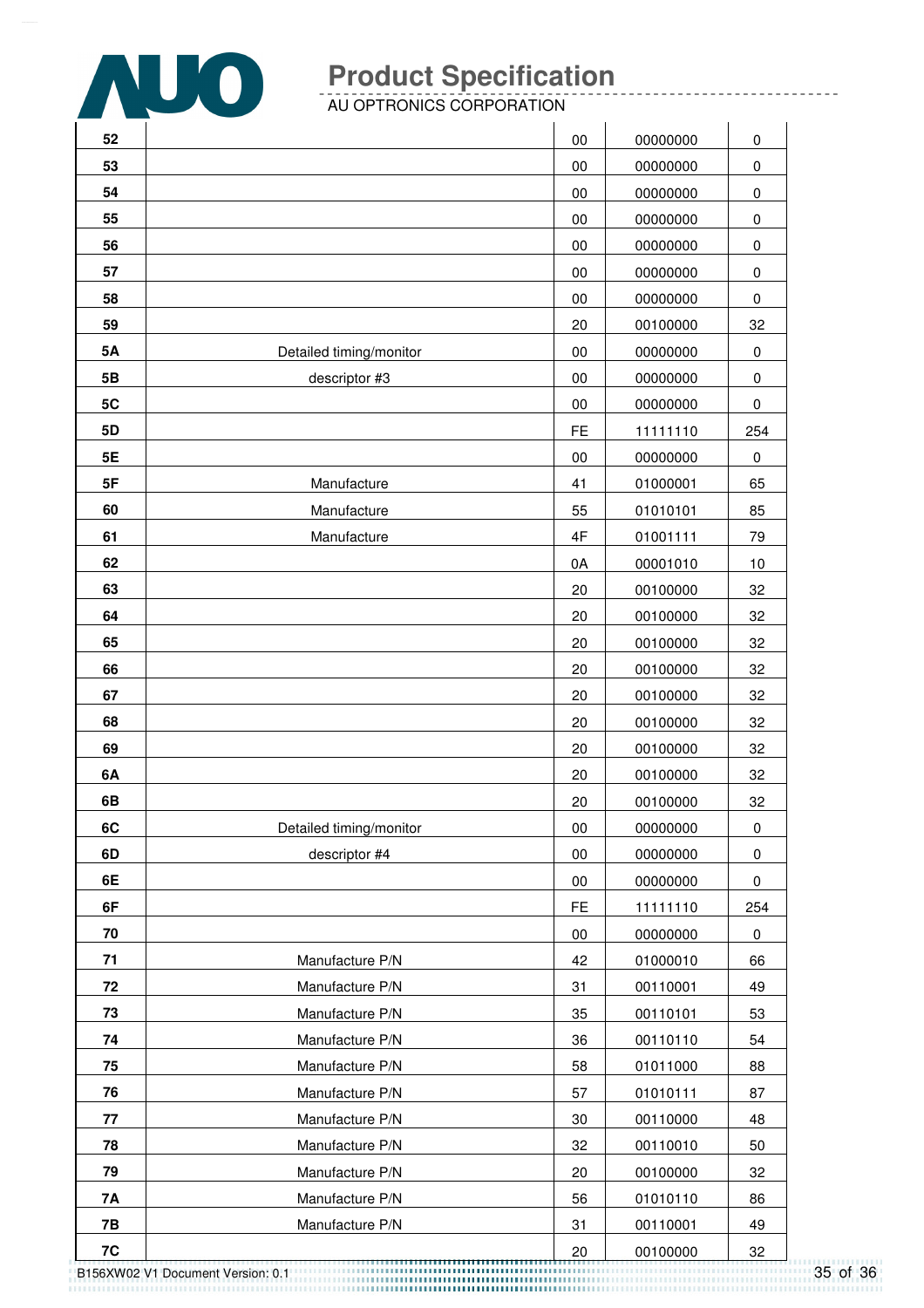| | | | | |
|---|---|---|---|---|
| **52** | | 00 | 00000000 | 0 |
| **53** | | 00 | 00000000 | 0 |
| **54** | | 00 | 00000000 | 0 |
| **55** | | 00 | 00000000 | 0 |
| **56** | | 00 | 00000000 | 0 |
| **57** | | 00 | 00000000 | 0 |
| **58** | | 00 | 00000000 | 0 |
| **59** | | 20 | 00100000 | 32 |
| **5A** | Detailed timing/monitor | 00 | 00000000 | 0 |
| **5B** | descriptor #3 | 00 | 00000000 | 0 |
| **5C** | | 00 | 00000000 | 0 |
| **5D** | | FE | 11111110 | 254 |
| **5E** | | 00 | 00000000 | 0 |
| **5F** | Manufacture | 41 | 01000001 | 65 |
| **60** | Manufacture | 55 | 01010101 | 85 |
| **61** | Manufacture | 4F | 01001111 | 79 |
| **62** | | 0A | 00001010 | 10 |
| **63** | | 20 | 00100000 | 32 |
| **64** | | 20 | 00100000 | 32 |
| **65** | | 20 | 00100000 | 32 |
| **66** | | 20 | 00100000 | 32 |
| **67** | | 20 | 00100000 | 32 |
| **68** | | 20 | 00100000 | 32 |
| **69** | | 20 | 00100000 | 32 |
| **6A** | | 20 | 00100000 | 32 |
| **6B** | | 20 | 00100000 | 32 |
| **6C** | Detailed timing/monitor | 00 | 00000000 | 0 |
| **6D** | descriptor #4 | 00 | 00000000 | 0 |
| **6E** | | 00 | 00000000 | 0 |
| **6F** | | FE | 11111110 | 254 |
| **70** | | 00 | 00000000 | 0 |
| **71** | Manufacture P/N | 42 | 01000010 | 66 |
| **72** | Manufacture P/N | 31 | 00110001 | 49 |
| **73** | Manufacture P/N | 35 | 00110101 | 53 |
| **74** | Manufacture P/N | 36 | 00110110 | 54 |
| **75** | Manufacture P/N | 58 | 01011000 | 88 |
| **76** | Manufacture P/N | 57 | 01010111 | 87 |
| **77** | Manufacture P/N | 30 | 00110000 | 48 |
| **78** | Manufacture P/N | 32 | 00110010 | 50 |
| **79** | Manufacture P/N | 20 | 00100000 | 32 |
| **7A** | Manufacture P/N | 56 | 01010110 | 86 |
| **7B** | Manufacture P/N | 31 | 00110001 | 49 |
| **7C** | | 20 | 00100000 | 32 |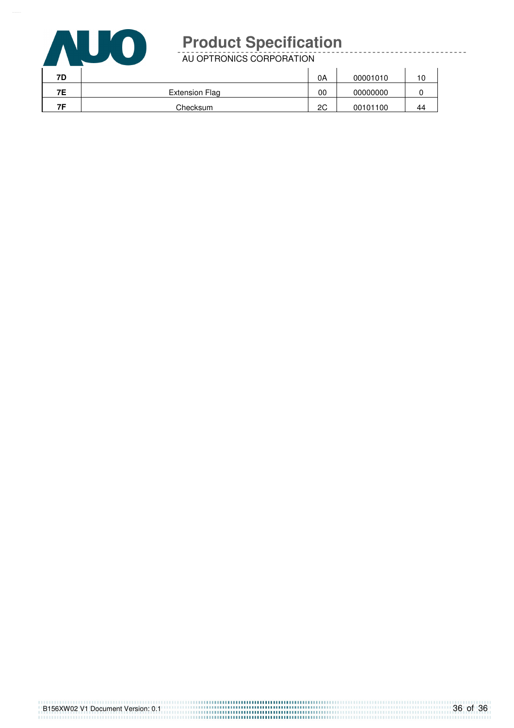| | | | | |
|---|---|---|---|---|
| **7D** | | 0A | 00001010 | 10 |
| **7E** | Extension Flag | 00 | 00000000 | 0 |
| **7F** | Checksum | 2C | 00101100 | 44 |